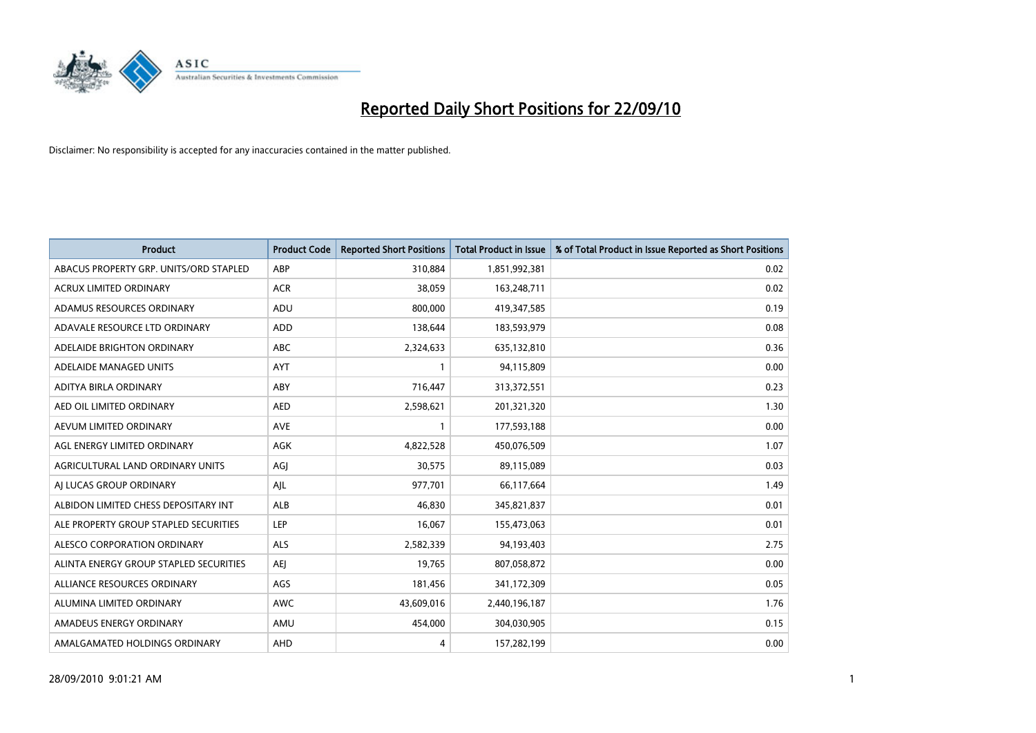# Reported Daily Short Positions for 22/09/10

Disclaimer: No responsibility is accepted for any inaccuracies contained in the matter published.

| Product | Product Code | Reported Short Positions | Total Product in Issue | % of Total Product in Issue Reported as Short Positions |
|---|---|---|---|---|
| ABACUS PROPERTY GRP. UNITS/ORD STAPLED | ABP | 310,884 | 1,851,992,381 | 0.02 |
| ACRUX LIMITED ORDINARY | ACR | 38,059 | 163,248,711 | 0.02 |
| ADAMUS RESOURCES ORDINARY | ADU | 800,000 | 419,347,585 | 0.19 |
| ADAVALE RESOURCE LTD ORDINARY | ADD | 138,644 | 183,593,979 | 0.08 |
| ADELAIDE BRIGHTON ORDINARY | ABC | 2,324,633 | 635,132,810 | 0.36 |
| ADELAIDE MANAGED UNITS | AYT | 1 | 94,115,809 | 0.00 |
| ADITYA BIRLA ORDINARY | ABY | 716,447 | 313,372,551 | 0.23 |
| AED OIL LIMITED ORDINARY | AED | 2,598,621 | 201,321,320 | 1.30 |
| AEVUM LIMITED ORDINARY | AVE | 1 | 177,593,188 | 0.00 |
| AGL ENERGY LIMITED ORDINARY | AGK | 4,822,528 | 450,076,509 | 1.07 |
| AGRICULTURAL LAND ORDINARY UNITS | AGJ | 30,575 | 89,115,089 | 0.03 |
| AJ LUCAS GROUP ORDINARY | AJL | 977,701 | 66,117,664 | 1.49 |
| ALBIDON LIMITED CHESS DEPOSITARY INT | ALB | 46,830 | 345,821,837 | 0.01 |
| ALE PROPERTY GROUP STAPLED SECURITIES | LEP | 16,067 | 155,473,063 | 0.01 |
| ALESCO CORPORATION ORDINARY | ALS | 2,582,339 | 94,193,403 | 2.75 |
| ALINTA ENERGY GROUP STAPLED SECURITIES | AEJ | 19,765 | 807,058,872 | 0.00 |
| ALLIANCE RESOURCES ORDINARY | AGS | 181,456 | 341,172,309 | 0.05 |
| ALUMINA LIMITED ORDINARY | AWC | 43,609,016 | 2,440,196,187 | 1.76 |
| AMADEUS ENERGY ORDINARY | AMU | 454,000 | 304,030,905 | 0.15 |
| AMALGAMATED HOLDINGS ORDINARY | AHD | 4 | 157,282,199 | 0.00 |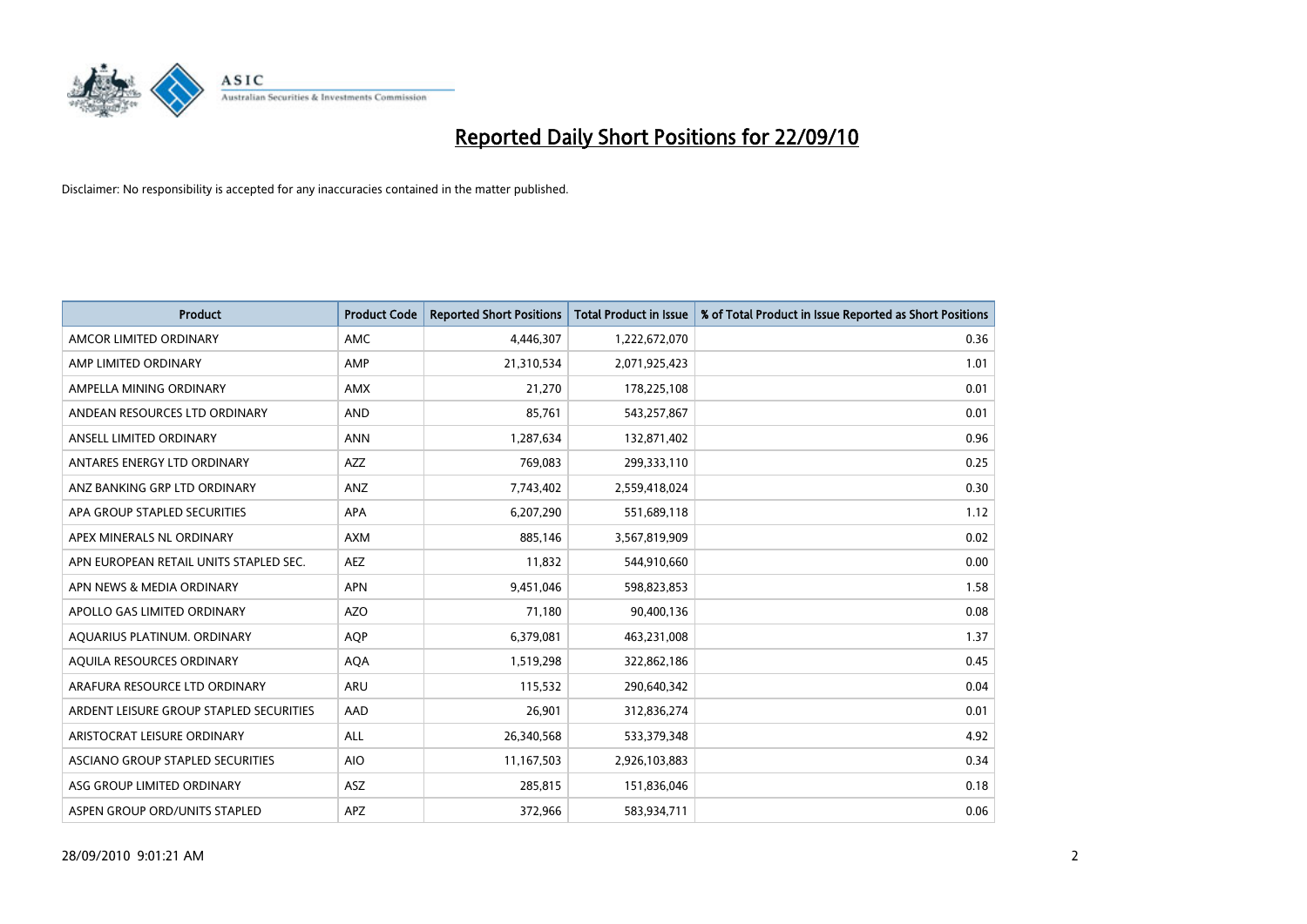# Reported Daily Short Positions for 22/09/10

Disclaimer: No responsibility is accepted for any inaccuracies contained in the matter published.

| Product | Product Code | Reported Short Positions | Total Product in Issue | % of Total Product in Issue Reported as Short Positions |
|---|---|---|---|---|
| AMCOR LIMITED ORDINARY | AMC | 4,446,307 | 1,222,672,070 | 0.36 |
| AMP LIMITED ORDINARY | AMP | 21,310,534 | 2,071,925,423 | 1.01 |
| AMPELLA MINING ORDINARY | AMX | 21,270 | 178,225,108 | 0.01 |
| ANDEAN RESOURCES LTD ORDINARY | AND | 85,761 | 543,257,867 | 0.01 |
| ANSELL LIMITED ORDINARY | ANN | 1,287,634 | 132,871,402 | 0.96 |
| ANTARES ENERGY LTD ORDINARY | AZZ | 769,083 | 299,333,110 | 0.25 |
| ANZ BANKING GRP LTD ORDINARY | ANZ | 7,743,402 | 2,559,418,024 | 0.30 |
| APA GROUP STAPLED SECURITIES | APA | 6,207,290 | 551,689,118 | 1.12 |
| APEX MINERALS NL ORDINARY | AXM | 885,146 | 3,567,819,909 | 0.02 |
| APN EUROPEAN RETAIL UNITS STAPLED SEC. | AEZ | 11,832 | 544,910,660 | 0.00 |
| APN NEWS & MEDIA ORDINARY | APN | 9,451,046 | 598,823,853 | 1.58 |
| APOLLO GAS LIMITED ORDINARY | AZO | 71,180 | 90,400,136 | 0.08 |
| AQUARIUS PLATINUM. ORDINARY | AQP | 6,379,081 | 463,231,008 | 1.37 |
| AQUILA RESOURCES ORDINARY | AQA | 1,519,298 | 322,862,186 | 0.45 |
| ARAFURA RESOURCE LTD ORDINARY | ARU | 115,532 | 290,640,342 | 0.04 |
| ARDENT LEISURE GROUP STAPLED SECURITIES | AAD | 26,901 | 312,836,274 | 0.01 |
| ARISTOCRAT LEISURE ORDINARY | ALL | 26,340,568 | 533,379,348 | 4.92 |
| ASCIANO GROUP STAPLED SECURITIES | AIO | 11,167,503 | 2,926,103,883 | 0.34 |
| ASG GROUP LIMITED ORDINARY | ASZ | 285,815 | 151,836,046 | 0.18 |
| ASPEN GROUP ORD/UNITS STAPLED | APZ | 372,966 | 583,934,711 | 0.06 |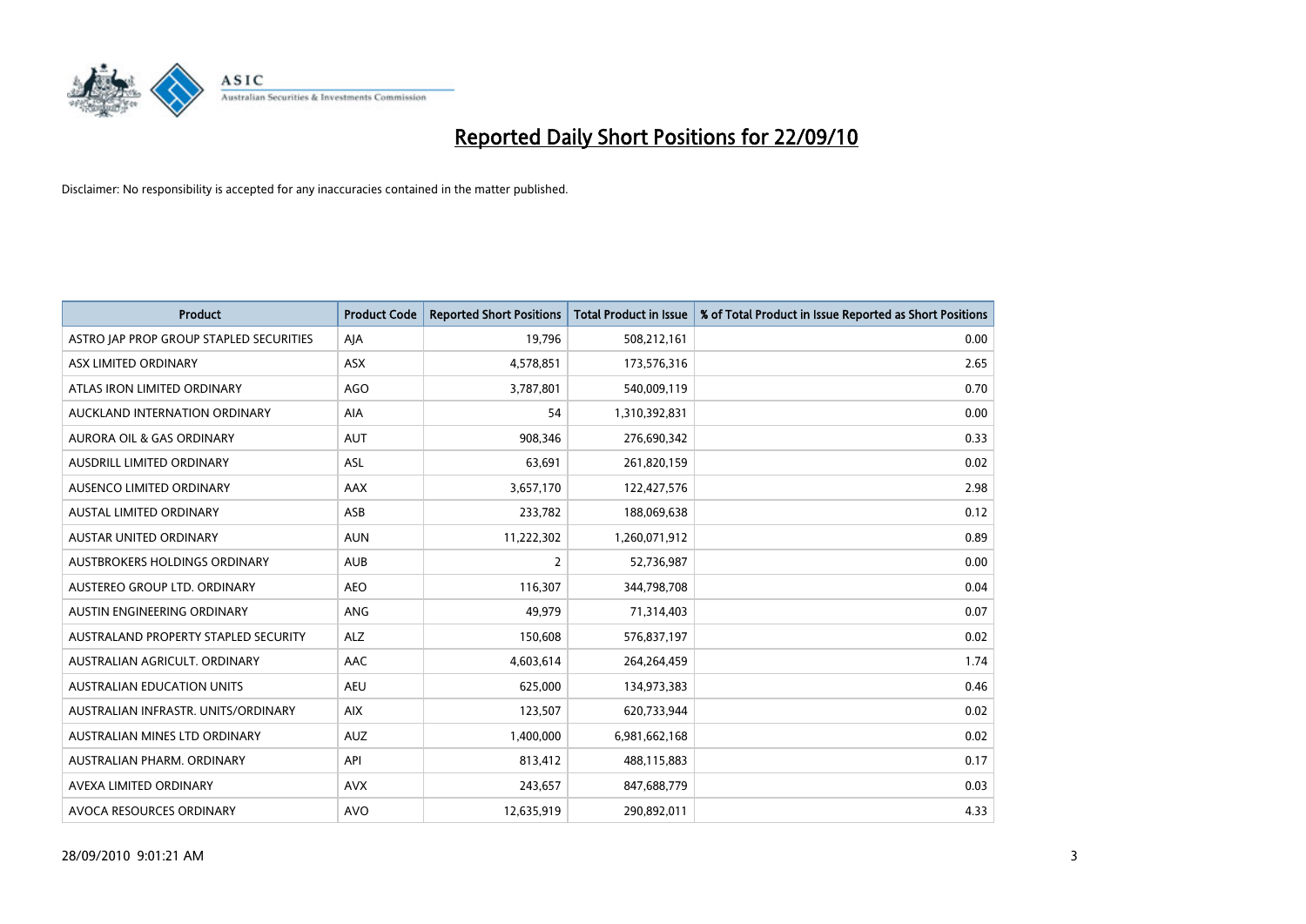# Reported Daily Short Positions for 22/09/10

Disclaimer: No responsibility is accepted for any inaccuracies contained in the matter published.

| Product | Product Code | Reported Short Positions | Total Product in Issue | % of Total Product in Issue Reported as Short Positions |
|---|---|---|---|---|
| ASTRO JAP PROP GROUP STAPLED SECURITIES | AJA | 19,796 | 508,212,161 | 0.00 |
| ASX LIMITED ORDINARY | ASX | 4,578,851 | 173,576,316 | 2.65 |
| ATLAS IRON LIMITED ORDINARY | AGO | 3,787,801 | 540,009,119 | 0.70 |
| AUCKLAND INTERNATION ORDINARY | AIA | 54 | 1,310,392,831 | 0.00 |
| AURORA OIL & GAS ORDINARY | AUT | 908,346 | 276,690,342 | 0.33 |
| AUSDRILL LIMITED ORDINARY | ASL | 63,691 | 261,820,159 | 0.02 |
| AUSENCO LIMITED ORDINARY | AAX | 3,657,170 | 122,427,576 | 2.98 |
| AUSTAL LIMITED ORDINARY | ASB | 233,782 | 188,069,638 | 0.12 |
| AUSTAR UNITED ORDINARY | AUN | 11,222,302 | 1,260,071,912 | 0.89 |
| AUSTBROKERS HOLDINGS ORDINARY | AUB | 2 | 52,736,987 | 0.00 |
| AUSTEREO GROUP LTD. ORDINARY | AEO | 116,307 | 344,798,708 | 0.04 |
| AUSTIN ENGINEERING ORDINARY | ANG | 49,979 | 71,314,403 | 0.07 |
| AUSTRALAND PROPERTY STAPLED SECURITY | ALZ | 150,608 | 576,837,197 | 0.02 |
| AUSTRALIAN AGRICULT. ORDINARY | AAC | 4,603,614 | 264,264,459 | 1.74 |
| AUSTRALIAN EDUCATION UNITS | AEU | 625,000 | 134,973,383 | 0.46 |
| AUSTRALIAN INFRASTR. UNITS/ORDINARY | AIX | 123,507 | 620,733,944 | 0.02 |
| AUSTRALIAN MINES LTD ORDINARY | AUZ | 1,400,000 | 6,981,662,168 | 0.02 |
| AUSTRALIAN PHARM. ORDINARY | API | 813,412 | 488,115,883 | 0.17 |
| AVEXA LIMITED ORDINARY | AVX | 243,657 | 847,688,779 | 0.03 |
| AVOCA RESOURCES ORDINARY | AVO | 12,635,919 | 290,892,011 | 4.33 |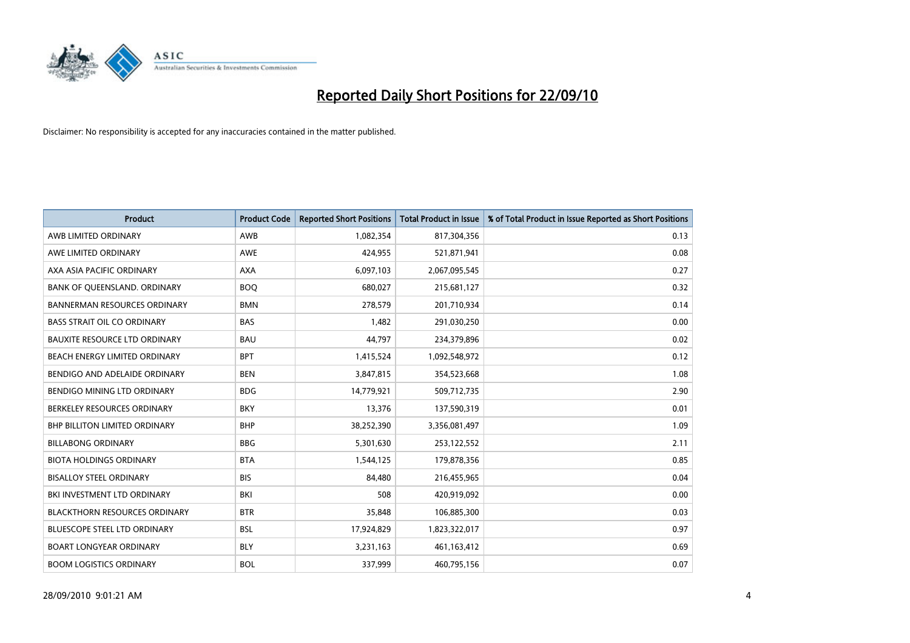# Reported Daily Short Positions for 22/09/10

Disclaimer: No responsibility is accepted for any inaccuracies contained in the matter published.

| Product | Product Code | Reported Short Positions | Total Product in Issue | % of Total Product in Issue Reported as Short Positions |
|---|---|---|---|---|
| AWB LIMITED ORDINARY | AWB | 1,082,354 | 817,304,356 | 0.13 |
| AWE LIMITED ORDINARY | AWE | 424,955 | 521,871,941 | 0.08 |
| AXA ASIA PACIFIC ORDINARY | AXA | 6,097,103 | 2,067,095,545 | 0.27 |
| BANK OF QUEENSLAND. ORDINARY | BOQ | 680,027 | 215,681,127 | 0.32 |
| BANNERMAN RESOURCES ORDINARY | BMN | 278,579 | 201,710,934 | 0.14 |
| BASS STRAIT OIL CO ORDINARY | BAS | 1,482 | 291,030,250 | 0.00 |
| BAUXITE RESOURCE LTD ORDINARY | BAU | 44,797 | 234,379,896 | 0.02 |
| BEACH ENERGY LIMITED ORDINARY | BPT | 1,415,524 | 1,092,548,972 | 0.12 |
| BENDIGO AND ADELAIDE ORDINARY | BEN | 3,847,815 | 354,523,668 | 1.08 |
| BENDIGO MINING LTD ORDINARY | BDG | 14,779,921 | 509,712,735 | 2.90 |
| BERKELEY RESOURCES ORDINARY | BKY | 13,376 | 137,590,319 | 0.01 |
| BHP BILLITON LIMITED ORDINARY | BHP | 38,252,390 | 3,356,081,497 | 1.09 |
| BILLABONG ORDINARY | BBG | 5,301,630 | 253,122,552 | 2.11 |
| BIOTA HOLDINGS ORDINARY | BTA | 1,544,125 | 179,878,356 | 0.85 |
| BISALLOY STEEL ORDINARY | BIS | 84,480 | 216,455,965 | 0.04 |
| BKI INVESTMENT LTD ORDINARY | BKI | 508 | 420,919,092 | 0.00 |
| BLACKTHORN RESOURCES ORDINARY | BTR | 35,848 | 106,885,300 | 0.03 |
| BLUESCOPE STEEL LTD ORDINARY | BSL | 17,924,829 | 1,823,322,017 | 0.97 |
| BOART LONGYEAR ORDINARY | BLY | 3,231,163 | 461,163,412 | 0.69 |
| BOOM LOGISTICS ORDINARY | BOL | 337,999 | 460,795,156 | 0.07 |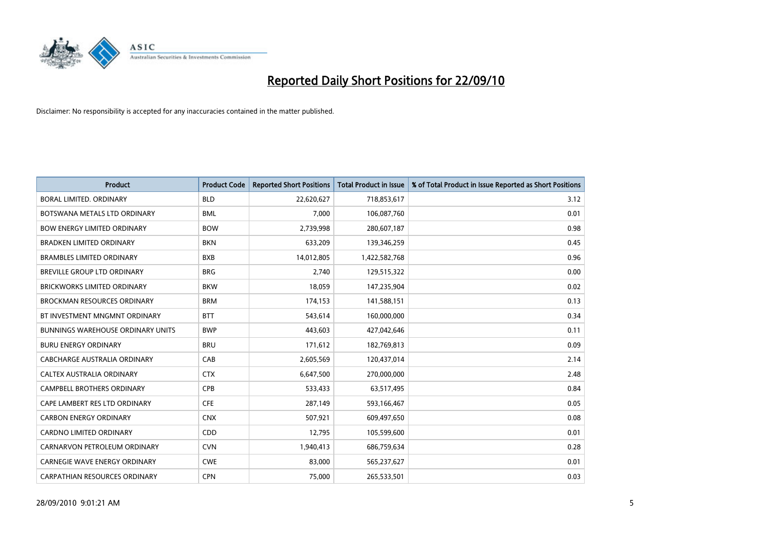# Reported Daily Short Positions for 22/09/10

Disclaimer: No responsibility is accepted for any inaccuracies contained in the matter published.

| Product | Product Code | Reported Short Positions | Total Product in Issue | % of Total Product in Issue Reported as Short Positions |
|---|---|---|---|---|
| BORAL LIMITED. ORDINARY | BLD | 22,620,627 | 718,853,617 | 3.12 |
| BOTSWANA METALS LTD ORDINARY | BML | 7,000 | 106,087,760 | 0.01 |
| BOW ENERGY LIMITED ORDINARY | BOW | 2,739,998 | 280,607,187 | 0.98 |
| BRADKEN LIMITED ORDINARY | BKN | 633,209 | 139,346,259 | 0.45 |
| BRAMBLES LIMITED ORDINARY | BXB | 14,012,805 | 1,422,582,768 | 0.96 |
| BREVILLE GROUP LTD ORDINARY | BRG | 2,740 | 129,515,322 | 0.00 |
| BRICKWORKS LIMITED ORDINARY | BKW | 18,059 | 147,235,904 | 0.02 |
| BROCKMAN RESOURCES ORDINARY | BRM | 174,153 | 141,588,151 | 0.13 |
| BT INVESTMENT MNGMNT ORDINARY | BTT | 543,614 | 160,000,000 | 0.34 |
| BUNNINGS WAREHOUSE ORDINARY UNITS | BWP | 443,603 | 427,042,646 | 0.11 |
| BURU ENERGY ORDINARY | BRU | 171,612 | 182,769,813 | 0.09 |
| CABCHARGE AUSTRALIA ORDINARY | CAB | 2,605,569 | 120,437,014 | 2.14 |
| CALTEX AUSTRALIA ORDINARY | CTX | 6,647,500 | 270,000,000 | 2.48 |
| CAMPBELL BROTHERS ORDINARY | CPB | 533,433 | 63,517,495 | 0.84 |
| CAPE LAMBERT RES LTD ORDINARY | CFE | 287,149 | 593,166,467 | 0.05 |
| CARBON ENERGY ORDINARY | CNX | 507,921 | 609,497,650 | 0.08 |
| CARDNO LIMITED ORDINARY | CDD | 12,795 | 105,599,600 | 0.01 |
| CARNARVON PETROLEUM ORDINARY | CVN | 1,940,413 | 686,759,634 | 0.28 |
| CARNEGIE WAVE ENERGY ORDINARY | CWE | 83,000 | 565,237,627 | 0.01 |
| CARPATHIAN RESOURCES ORDINARY | CPN | 75,000 | 265,533,501 | 0.03 |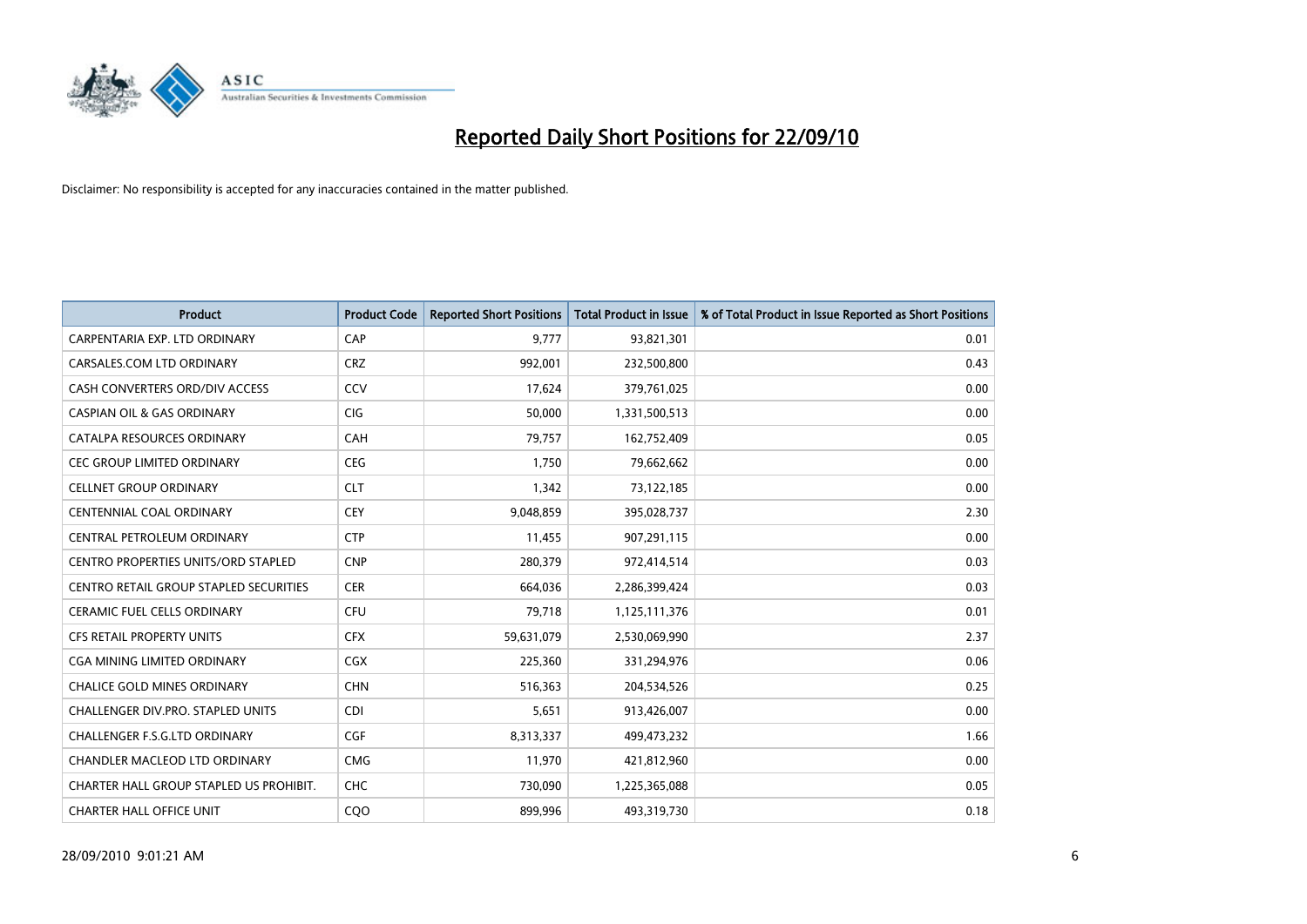# Reported Daily Short Positions for 22/09/10

Disclaimer: No responsibility is accepted for any inaccuracies contained in the matter published.

| Product | Product Code | Reported Short Positions | Total Product in Issue | % of Total Product in Issue Reported as Short Positions |
|---|---|---|---|---|
| CARPENTARIA EXP. LTD ORDINARY | CAP | 9,777 | 93,821,301 | 0.01 |
| CARSALES.COM LTD ORDINARY | CRZ | 992,001 | 232,500,800 | 0.43 |
| CASH CONVERTERS ORD/DIV ACCESS | CCV | 17,624 | 379,761,025 | 0.00 |
| CASPIAN OIL & GAS ORDINARY | CIG | 50,000 | 1,331,500,513 | 0.00 |
| CATALPA RESOURCES ORDINARY | CAH | 79,757 | 162,752,409 | 0.05 |
| CEC GROUP LIMITED ORDINARY | CEG | 1,750 | 79,662,662 | 0.00 |
| CELLNET GROUP ORDINARY | CLT | 1,342 | 73,122,185 | 0.00 |
| CENTENNIAL COAL ORDINARY | CEY | 9,048,859 | 395,028,737 | 2.30 |
| CENTRAL PETROLEUM ORDINARY | CTP | 11,455 | 907,291,115 | 0.00 |
| CENTRO PROPERTIES UNITS/ORD STAPLED | CNP | 280,379 | 972,414,514 | 0.03 |
| CENTRO RETAIL GROUP STAPLED SECURITIES | CER | 664,036 | 2,286,399,424 | 0.03 |
| CERAMIC FUEL CELLS ORDINARY | CFU | 79,718 | 1,125,111,376 | 0.01 |
| CFS RETAIL PROPERTY UNITS | CFX | 59,631,079 | 2,530,069,990 | 2.37 |
| CGA MINING LIMITED ORDINARY | CGX | 225,360 | 331,294,976 | 0.06 |
| CHALICE GOLD MINES ORDINARY | CHN | 516,363 | 204,534,526 | 0.25 |
| CHALLENGER DIV.PRO. STAPLED UNITS | CDI | 5,651 | 913,426,007 | 0.00 |
| CHALLENGER F.S.G.LTD ORDINARY | CGF | 8,313,337 | 499,473,232 | 1.66 |
| CHANDLER MACLEOD LTD ORDINARY | CMG | 11,970 | 421,812,960 | 0.00 |
| CHARTER HALL GROUP STAPLED US PROHIBIT. | CHC | 730,090 | 1,225,365,088 | 0.05 |
| CHARTER HALL OFFICE UNIT | CQO | 899,996 | 493,319,730 | 0.18 |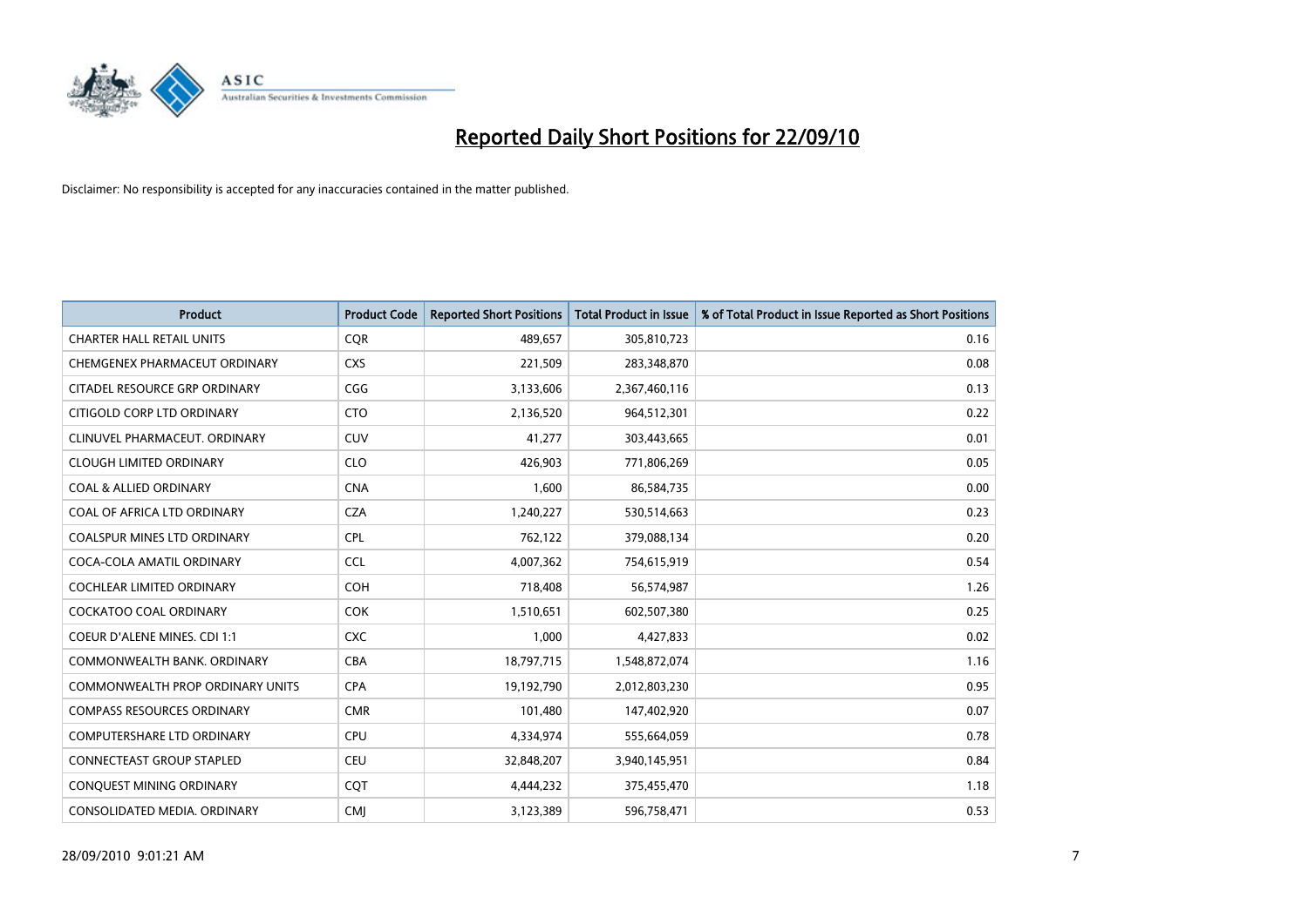# Reported Daily Short Positions for 22/09/10

Disclaimer: No responsibility is accepted for any inaccuracies contained in the matter published.

| Product | Product Code | Reported Short Positions | Total Product in Issue | % of Total Product in Issue Reported as Short Positions |
|---|---|---|---|---|
| CHARTER HALL RETAIL UNITS | CQR | 489,657 | 305,810,723 | 0.16 |
| CHEMGENEX PHARMACEUT ORDINARY | CXS | 221,509 | 283,348,870 | 0.08 |
| CITADEL RESOURCE GRP ORDINARY | CGG | 3,133,606 | 2,367,460,116 | 0.13 |
| CITIGOLD CORP LTD ORDINARY | CTO | 2,136,520 | 964,512,301 | 0.22 |
| CLINUVEL PHARMACEUT. ORDINARY | CUV | 41,277 | 303,443,665 | 0.01 |
| CLOUGH LIMITED ORDINARY | CLO | 426,903 | 771,806,269 | 0.05 |
| COAL & ALLIED ORDINARY | CNA | 1,600 | 86,584,735 | 0.00 |
| COAL OF AFRICA LTD ORDINARY | CZA | 1,240,227 | 530,514,663 | 0.23 |
| COALSPUR MINES LTD ORDINARY | CPL | 762,122 | 379,088,134 | 0.20 |
| COCA-COLA AMATIL ORDINARY | CCL | 4,007,362 | 754,615,919 | 0.54 |
| COCHLEAR LIMITED ORDINARY | COH | 718,408 | 56,574,987 | 1.26 |
| COCKATOO COAL ORDINARY | COK | 1,510,651 | 602,507,380 | 0.25 |
| COEUR D'ALENE MINES. CDI 1:1 | CXC | 1,000 | 4,427,833 | 0.02 |
| COMMONWEALTH BANK. ORDINARY | CBA | 18,797,715 | 1,548,872,074 | 1.16 |
| COMMONWEALTH PROP ORDINARY UNITS | CPA | 19,192,790 | 2,012,803,230 | 0.95 |
| COMPASS RESOURCES ORDINARY | CMR | 101,480 | 147,402,920 | 0.07 |
| COMPUTERSHARE LTD ORDINARY | CPU | 4,334,974 | 555,664,059 | 0.78 |
| CONNECTEAST GROUP STAPLED | CEU | 32,848,207 | 3,940,145,951 | 0.84 |
| CONQUEST MINING ORDINARY | CQT | 4,444,232 | 375,455,470 | 1.18 |
| CONSOLIDATED MEDIA. ORDINARY | CMJ | 3,123,389 | 596,758,471 | 0.53 |

28/09/2010 9:01:21 AM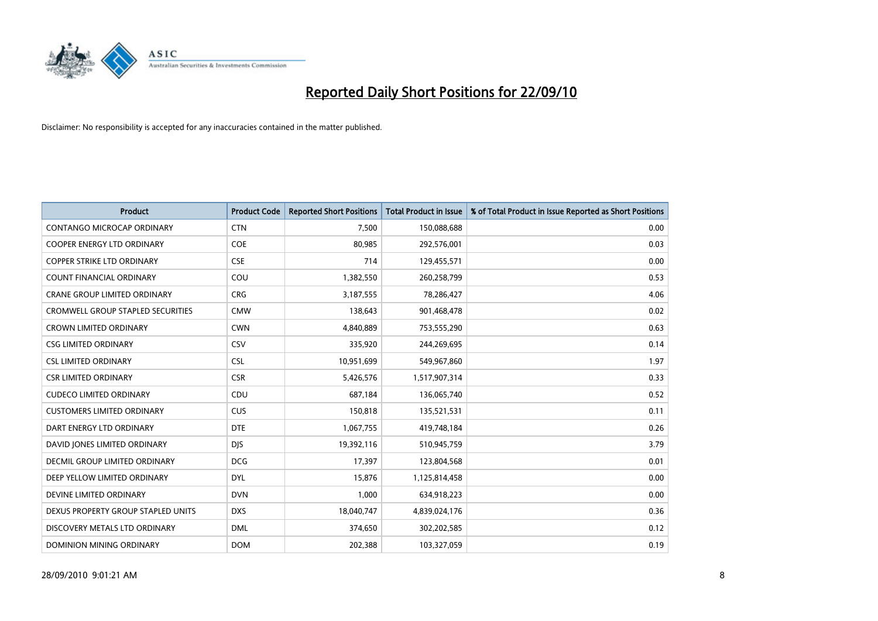# Reported Daily Short Positions for 22/09/10

Disclaimer: No responsibility is accepted for any inaccuracies contained in the matter published.

| Product | Product Code | Reported Short Positions | Total Product in Issue | % of Total Product in Issue Reported as Short Positions |
|---|---|---|---|---|
| CONTANGO MICROCAP ORDINARY | CTN | 7,500 | 150,088,688 | 0.00 |
| COOPER ENERGY LTD ORDINARY | COE | 80,985 | 292,576,001 | 0.03 |
| COPPER STRIKE LTD ORDINARY | CSE | 714 | 129,455,571 | 0.00 |
| COUNT FINANCIAL ORDINARY | COU | 1,382,550 | 260,258,799 | 0.53 |
| CRANE GROUP LIMITED ORDINARY | CRG | 3,187,555 | 78,286,427 | 4.06 |
| CROMWELL GROUP STAPLED SECURITIES | CMW | 138,643 | 901,468,478 | 0.02 |
| CROWN LIMITED ORDINARY | CWN | 4,840,889 | 753,555,290 | 0.63 |
| CSG LIMITED ORDINARY | CSV | 335,920 | 244,269,695 | 0.14 |
| CSL LIMITED ORDINARY | CSL | 10,951,699 | 549,967,860 | 1.97 |
| CSR LIMITED ORDINARY | CSR | 5,426,576 | 1,517,907,314 | 0.33 |
| CUDECO LIMITED ORDINARY | CDU | 687,184 | 136,065,740 | 0.52 |
| CUSTOMERS LIMITED ORDINARY | CUS | 150,818 | 135,521,531 | 0.11 |
| DART ENERGY LTD ORDINARY | DTE | 1,067,755 | 419,748,184 | 0.26 |
| DAVID JONES LIMITED ORDINARY | DJS | 19,392,116 | 510,945,759 | 3.79 |
| DECMIL GROUP LIMITED ORDINARY | DCG | 17,397 | 123,804,568 | 0.01 |
| DEEP YELLOW LIMITED ORDINARY | DYL | 15,876 | 1,125,814,458 | 0.00 |
| DEVINE LIMITED ORDINARY | DVN | 1,000 | 634,918,223 | 0.00 |
| DEXUS PROPERTY GROUP STAPLED UNITS | DXS | 18,040,747 | 4,839,024,176 | 0.36 |
| DISCOVERY METALS LTD ORDINARY | DML | 374,650 | 302,202,585 | 0.12 |
| DOMINION MINING ORDINARY | DOM | 202,388 | 103,327,059 | 0.19 |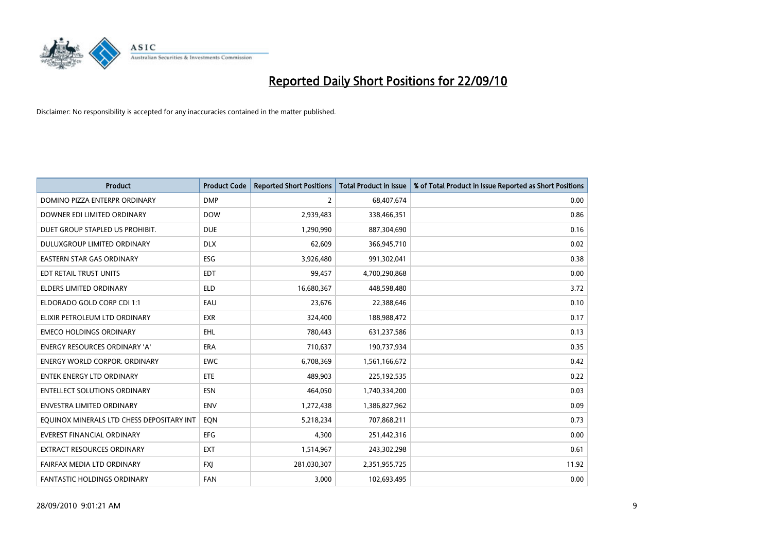# Reported Daily Short Positions for 22/09/10

Disclaimer: No responsibility is accepted for any inaccuracies contained in the matter published.

| Product | Product Code | Reported Short Positions | Total Product in Issue | % of Total Product in Issue Reported as Short Positions |
|---|---|---|---|---|
| DOMINO PIZZA ENTERPR ORDINARY | DMP | 2 | 68,407,674 | 0.00 |
| DOWNER EDI LIMITED ORDINARY | DOW | 2,939,483 | 338,466,351 | 0.86 |
| DUET GROUP STAPLED US PROHIBIT. | DUE | 1,290,990 | 887,304,690 | 0.16 |
| DULUXGROUP LIMITED ORDINARY | DLX | 62,609 | 366,945,710 | 0.02 |
| EASTERN STAR GAS ORDINARY | ESG | 3,926,480 | 991,302,041 | 0.38 |
| EDT RETAIL TRUST UNITS | EDT | 99,457 | 4,700,290,868 | 0.00 |
| ELDERS LIMITED ORDINARY | ELD | 16,680,367 | 448,598,480 | 3.72 |
| ELDORADO GOLD CORP CDI 1:1 | EAU | 23,676 | 22,388,646 | 0.10 |
| ELIXIR PETROLEUM LTD ORDINARY | EXR | 324,400 | 188,988,472 | 0.17 |
| EMECO HOLDINGS ORDINARY | EHL | 780,443 | 631,237,586 | 0.13 |
| ENERGY RESOURCES ORDINARY 'A' | ERA | 710,637 | 190,737,934 | 0.35 |
| ENERGY WORLD CORPOR. ORDINARY | EWC | 6,708,369 | 1,561,166,672 | 0.42 |
| ENTEK ENERGY LTD ORDINARY | ETE | 489,903 | 225,192,535 | 0.22 |
| ENTELLECT SOLUTIONS ORDINARY | ESN | 464,050 | 1,740,334,200 | 0.03 |
| ENVESTRA LIMITED ORDINARY | ENV | 1,272,438 | 1,386,827,962 | 0.09 |
| EQUINOX MINERALS LTD CHESS DEPOSITARY INT | EQN | 5,218,234 | 707,868,211 | 0.73 |
| EVEREST FINANCIAL ORDINARY | EFG | 4,300 | 251,442,316 | 0.00 |
| EXTRACT RESOURCES ORDINARY | EXT | 1,514,967 | 243,302,298 | 0.61 |
| FAIRFAX MEDIA LTD ORDINARY | FXJ | 281,030,307 | 2,351,955,725 | 11.92 |
| FANTASTIC HOLDINGS ORDINARY | FAN | 3,000 | 102,693,495 | 0.00 |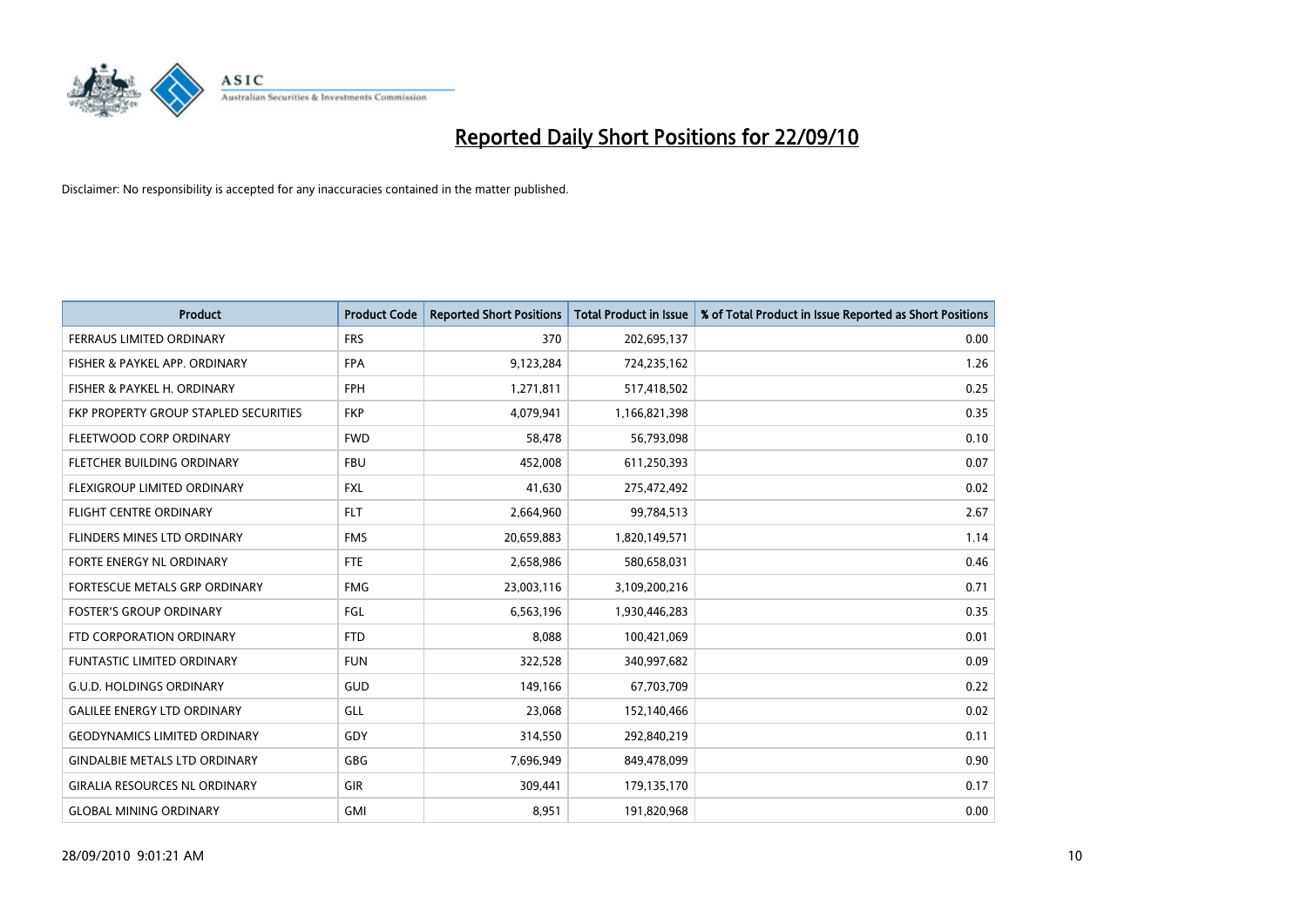# Reported Daily Short Positions for 22/09/10

Disclaimer: No responsibility is accepted for any inaccuracies contained in the matter published.

| Product | Product Code | Reported Short Positions | Total Product in Issue | % of Total Product in Issue Reported as Short Positions |
|---|---|---|---|---|
| FERRAUS LIMITED ORDINARY | FRS | 370 | 202,695,137 | 0.00 |
| FISHER & PAYKEL APP. ORDINARY | FPA | 9,123,284 | 724,235,162 | 1.26 |
| FISHER & PAYKEL H. ORDINARY | FPH | 1,271,811 | 517,418,502 | 0.25 |
| FKP PROPERTY GROUP STAPLED SECURITIES | FKP | 4,079,941 | 1,166,821,398 | 0.35 |
| FLEETWOOD CORP ORDINARY | FWD | 58,478 | 56,793,098 | 0.10 |
| FLETCHER BUILDING ORDINARY | FBU | 452,008 | 611,250,393 | 0.07 |
| FLEXIGROUP LIMITED ORDINARY | FXL | 41,630 | 275,472,492 | 0.02 |
| FLIGHT CENTRE ORDINARY | FLT | 2,664,960 | 99,784,513 | 2.67 |
| FLINDERS MINES LTD ORDINARY | FMS | 20,659,883 | 1,820,149,571 | 1.14 |
| FORTE ENERGY NL ORDINARY | FTE | 2,658,986 | 580,658,031 | 0.46 |
| FORTESCUE METALS GRP ORDINARY | FMG | 23,003,116 | 3,109,200,216 | 0.71 |
| FOSTER'S GROUP ORDINARY | FGL | 6,563,196 | 1,930,446,283 | 0.35 |
| FTD CORPORATION ORDINARY | FTD | 8,088 | 100,421,069 | 0.01 |
| FUNTASTIC LIMITED ORDINARY | FUN | 322,528 | 340,997,682 | 0.09 |
| G.U.D. HOLDINGS ORDINARY | GUD | 149,166 | 67,703,709 | 0.22 |
| GALILEE ENERGY LTD ORDINARY | GLL | 23,068 | 152,140,466 | 0.02 |
| GEODYNAMICS LIMITED ORDINARY | GDY | 314,550 | 292,840,219 | 0.11 |
| GINDALBIE METALS LTD ORDINARY | GBG | 7,696,949 | 849,478,099 | 0.90 |
| GIRALIA RESOURCES NL ORDINARY | GIR | 309,441 | 179,135,170 | 0.17 |
| GLOBAL MINING ORDINARY | GMI | 8,951 | 191,820,968 | 0.00 |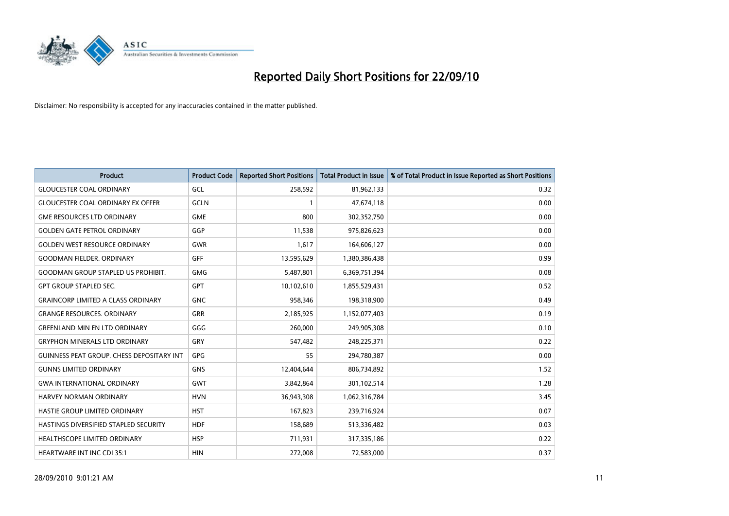# Reported Daily Short Positions for 22/09/10

Disclaimer: No responsibility is accepted for any inaccuracies contained in the matter published.

| Product | Product Code | Reported Short Positions | Total Product in Issue | % of Total Product in Issue Reported as Short Positions |
|---|---|---|---|---|
| GLOUCESTER COAL ORDINARY | GCL | 258,592 | 81,962,133 | 0.32 |
| GLOUCESTER COAL ORDINARY EX OFFER | GCLN | 1 | 47,674,118 | 0.00 |
| GME RESOURCES LTD ORDINARY | GME | 800 | 302,352,750 | 0.00 |
| GOLDEN GATE PETROL ORDINARY | GGP | 11,538 | 975,826,623 | 0.00 |
| GOLDEN WEST RESOURCE ORDINARY | GWR | 1,617 | 164,606,127 | 0.00 |
| GOODMAN FIELDER. ORDINARY | GFF | 13,595,629 | 1,380,386,438 | 0.99 |
| GOODMAN GROUP STAPLED US PROHIBIT. | GMG | 5,487,801 | 6,369,751,394 | 0.08 |
| GPT GROUP STAPLED SEC. | GPT | 10,102,610 | 1,855,529,431 | 0.52 |
| GRAINCORP LIMITED A CLASS ORDINARY | GNC | 958,346 | 198,318,900 | 0.49 |
| GRANGE RESOURCES. ORDINARY | GRR | 2,185,925 | 1,152,077,403 | 0.19 |
| GREENLAND MIN EN LTD ORDINARY | GGG | 260,000 | 249,905,308 | 0.10 |
| GRYPHON MINERALS LTD ORDINARY | GRY | 547,482 | 248,225,371 | 0.22 |
| GUINNESS PEAT GROUP. CHESS DEPOSITARY INT | GPG | 55 | 294,780,387 | 0.00 |
| GUNNS LIMITED ORDINARY | GNS | 12,404,644 | 806,734,892 | 1.52 |
| GWA INTERNATIONAL ORDINARY | GWT | 3,842,864 | 301,102,514 | 1.28 |
| HARVEY NORMAN ORDINARY | HVN | 36,943,308 | 1,062,316,784 | 3.45 |
| HASTIE GROUP LIMITED ORDINARY | HST | 167,823 | 239,716,924 | 0.07 |
| HASTINGS DIVERSIFIED STAPLED SECURITY | HDF | 158,689 | 513,336,482 | 0.03 |
| HEALTHSCOPE LIMITED ORDINARY | HSP | 711,931 | 317,335,186 | 0.22 |
| HEARTWARE INT INC CDI 35:1 | HIN | 272,008 | 72,583,000 | 0.37 |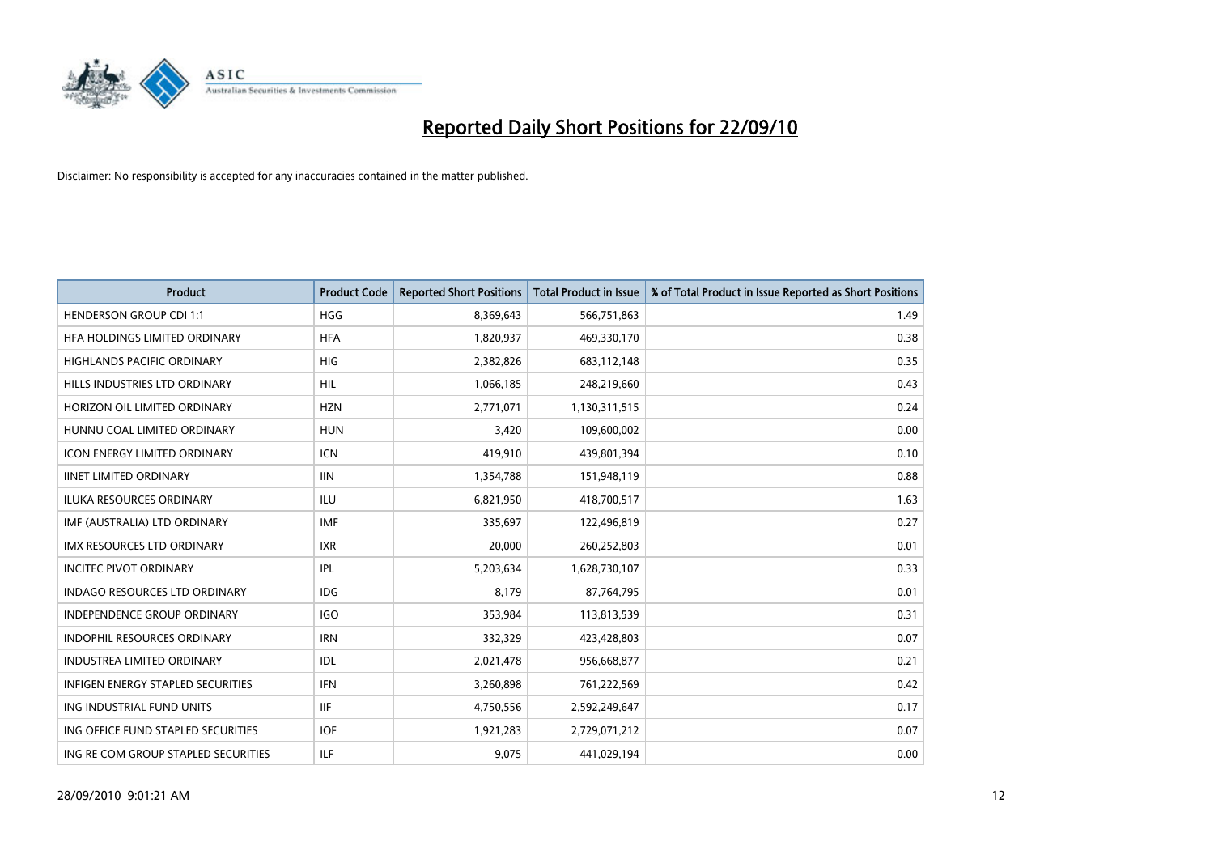# Reported Daily Short Positions for 22/09/10

Disclaimer: No responsibility is accepted for any inaccuracies contained in the matter published.

| Product | Product Code | Reported Short Positions | Total Product in Issue | % of Total Product in Issue Reported as Short Positions |
|---|---|---|---|---|
| HENDERSON GROUP CDI 1:1 | HGG | 8,369,643 | 566,751,863 | 1.49 |
| HFA HOLDINGS LIMITED ORDINARY | HFA | 1,820,937 | 469,330,170 | 0.38 |
| HIGHLANDS PACIFIC ORDINARY | HIG | 2,382,826 | 683,112,148 | 0.35 |
| HILLS INDUSTRIES LTD ORDINARY | HIL | 1,066,185 | 248,219,660 | 0.43 |
| HORIZON OIL LIMITED ORDINARY | HZN | 2,771,071 | 1,130,311,515 | 0.24 |
| HUNNU COAL LIMITED ORDINARY | HUN | 3,420 | 109,600,002 | 0.00 |
| ICON ENERGY LIMITED ORDINARY | ICN | 419,910 | 439,801,394 | 0.10 |
| IINET LIMITED ORDINARY | IIN | 1,354,788 | 151,948,119 | 0.88 |
| ILUKA RESOURCES ORDINARY | ILU | 6,821,950 | 418,700,517 | 1.63 |
| IMF (AUSTRALIA) LTD ORDINARY | IMF | 335,697 | 122,496,819 | 0.27 |
| IMX RESOURCES LTD ORDINARY | IXR | 20,000 | 260,252,803 | 0.01 |
| INCITEC PIVOT ORDINARY | IPL | 5,203,634 | 1,628,730,107 | 0.33 |
| INDAGO RESOURCES LTD ORDINARY | IDG | 8,179 | 87,764,795 | 0.01 |
| INDEPENDENCE GROUP ORDINARY | IGO | 353,984 | 113,813,539 | 0.31 |
| INDOPHIL RESOURCES ORDINARY | IRN | 332,329 | 423,428,803 | 0.07 |
| INDUSTREA LIMITED ORDINARY | IDL | 2,021,478 | 956,668,877 | 0.21 |
| INFIGEN ENERGY STAPLED SECURITIES | IFN | 3,260,898 | 761,222,569 | 0.42 |
| ING INDUSTRIAL FUND UNITS | IIF | 4,750,556 | 2,592,249,647 | 0.17 |
| ING OFFICE FUND STAPLED SECURITIES | IOF | 1,921,283 | 2,729,071,212 | 0.07 |
| ING RE COM GROUP STAPLED SECURITIES | ILF | 9,075 | 441,029,194 | 0.00 |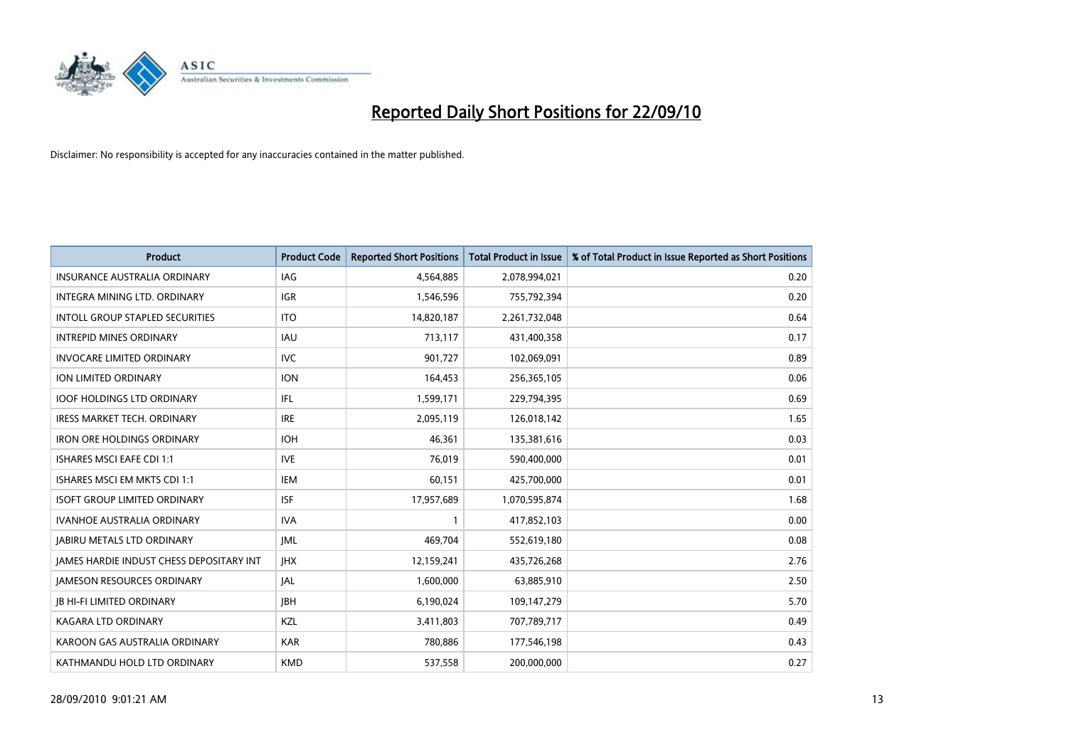# Reported Daily Short Positions for 22/09/10

Disclaimer: No responsibility is accepted for any inaccuracies contained in the matter published.

| Product | Product Code | Reported Short Positions | Total Product in Issue | % of Total Product in Issue Reported as Short Positions |
|---|---|---|---|---|
| INSURANCE AUSTRALIA ORDINARY | IAG | 4,564,885 | 2,078,994,021 | 0.20 |
| INTEGRA MINING LTD. ORDINARY | IGR | 1,546,596 | 755,792,394 | 0.20 |
| INTOLL GROUP STAPLED SECURITIES | ITO | 14,820,187 | 2,261,732,048 | 0.64 |
| INTREPID MINES ORDINARY | IAU | 713,117 | 431,400,358 | 0.17 |
| INVOCARE LIMITED ORDINARY | IVC | 901,727 | 102,069,091 | 0.89 |
| ION LIMITED ORDINARY | ION | 164,453 | 256,365,105 | 0.06 |
| IOOF HOLDINGS LTD ORDINARY | IFL | 1,599,171 | 229,794,395 | 0.69 |
| IRESS MARKET TECH. ORDINARY | IRE | 2,095,119 | 126,018,142 | 1.65 |
| IRON ORE HOLDINGS ORDINARY | IOH | 46,361 | 135,381,616 | 0.03 |
| ISHARES MSCI EAFE CDI 1:1 | IVE | 76,019 | 590,400,000 | 0.01 |
| ISHARES MSCI EM MKTS CDI 1:1 | IEM | 60,151 | 425,700,000 | 0.01 |
| ISOFT GROUP LIMITED ORDINARY | ISF | 17,957,689 | 1,070,595,874 | 1.68 |
| IVANHOE AUSTRALIA ORDINARY | IVA | 1 | 417,852,103 | 0.00 |
| JABIRU METALS LTD ORDINARY | JML | 469,704 | 552,619,180 | 0.08 |
| JAMES HARDIE INDUST CHESS DEPOSITARY INT | JHX | 12,159,241 | 435,726,268 | 2.76 |
| JAMESON RESOURCES ORDINARY | JAL | 1,600,000 | 63,885,910 | 2.50 |
| JB HI-FI LIMITED ORDINARY | JBH | 6,190,024 | 109,147,279 | 5.70 |
| KAGARA LTD ORDINARY | KZL | 3,411,803 | 707,789,717 | 0.49 |
| KAROON GAS AUSTRALIA ORDINARY | KAR | 780,886 | 177,546,198 | 0.43 |
| KATHMANDU HOLD LTD ORDINARY | KMD | 537,558 | 200,000,000 | 0.27 |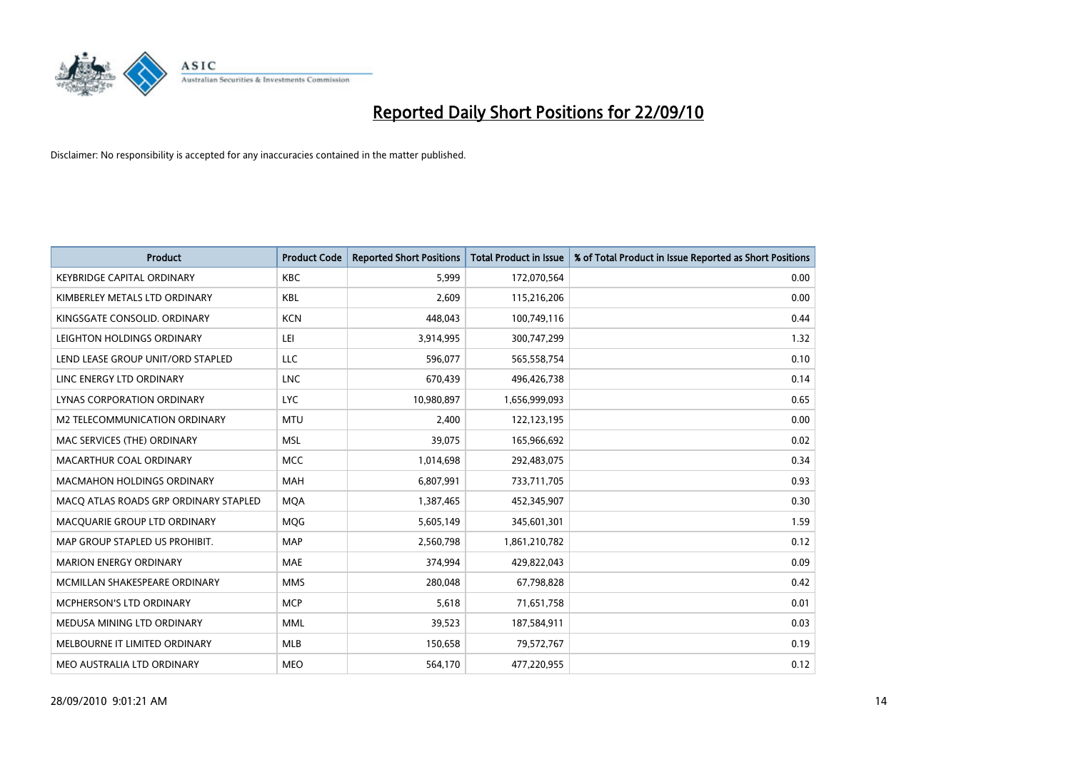# Reported Daily Short Positions for 22/09/10

Disclaimer: No responsibility is accepted for any inaccuracies contained in the matter published.

| Product | Product Code | Reported Short Positions | Total Product in Issue | % of Total Product in Issue Reported as Short Positions |
|---|---|---|---|---|
| KEYBRIDGE CAPITAL ORDINARY | KBC | 5,999 | 172,070,564 | 0.00 |
| KIMBERLEY METALS LTD ORDINARY | KBL | 2,609 | 115,216,206 | 0.00 |
| KINGSGATE CONSOLID. ORDINARY | KCN | 448,043 | 100,749,116 | 0.44 |
| LEIGHTON HOLDINGS ORDINARY | LEI | 3,914,995 | 300,747,299 | 1.32 |
| LEND LEASE GROUP UNIT/ORD STAPLED | LLC | 596,077 | 565,558,754 | 0.10 |
| LINC ENERGY LTD ORDINARY | LNC | 670,439 | 496,426,738 | 0.14 |
| LYNAS CORPORATION ORDINARY | LYC | 10,980,897 | 1,656,999,093 | 0.65 |
| M2 TELECOMMUNICATION ORDINARY | MTU | 2,400 | 122,123,195 | 0.00 |
| MAC SERVICES (THE) ORDINARY | MSL | 39,075 | 165,966,692 | 0.02 |
| MACARTHUR COAL ORDINARY | MCC | 1,014,698 | 292,483,075 | 0.34 |
| MACMAHON HOLDINGS ORDINARY | MAH | 6,807,991 | 733,711,705 | 0.93 |
| MACQ ATLAS ROADS GRP ORDINARY STAPLED | MQA | 1,387,465 | 452,345,907 | 0.30 |
| MACQUARIE GROUP LTD ORDINARY | MQG | 5,605,149 | 345,601,301 | 1.59 |
| MAP GROUP STAPLED US PROHIBIT. | MAP | 2,560,798 | 1,861,210,782 | 0.12 |
| MARION ENERGY ORDINARY | MAE | 374,994 | 429,822,043 | 0.09 |
| MCMILLAN SHAKESPEARE ORDINARY | MMS | 280,048 | 67,798,828 | 0.42 |
| MCPHERSON'S LTD ORDINARY | MCP | 5,618 | 71,651,758 | 0.01 |
| MEDUSA MINING LTD ORDINARY | MML | 39,523 | 187,584,911 | 0.03 |
| MELBOURNE IT LIMITED ORDINARY | MLB | 150,658 | 79,572,767 | 0.19 |
| MEO AUSTRALIA LTD ORDINARY | MEO | 564,170 | 477,220,955 | 0.12 |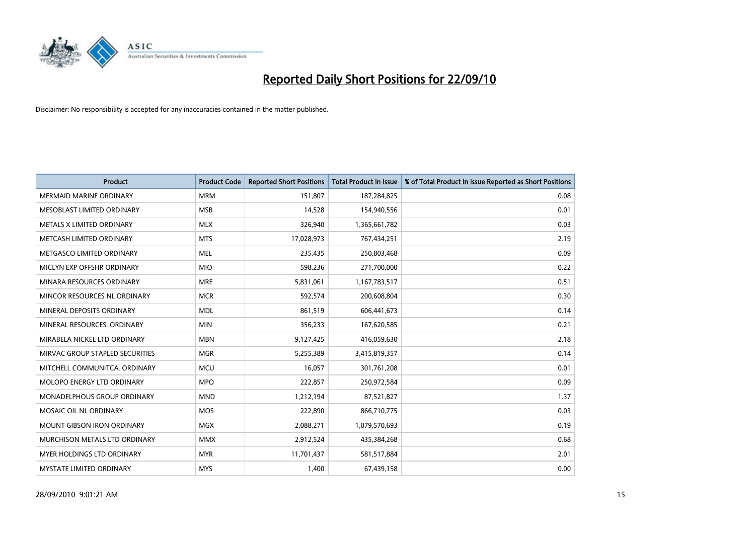# Reported Daily Short Positions for 22/09/10

Disclaimer: No responsibility is accepted for any inaccuracies contained in the matter published.

| Product | Product Code | Reported Short Positions | Total Product in Issue | % of Total Product in Issue Reported as Short Positions |
|---|---|---|---|---|
| MERMAID MARINE ORDINARY | MRM | 151,807 | 187,284,825 | 0.08 |
| MESOBLAST LIMITED ORDINARY | MSB | 14,528 | 154,940,556 | 0.01 |
| METALS X LIMITED ORDINARY | MLX | 326,940 | 1,365,661,782 | 0.03 |
| METCASH LIMITED ORDINARY | MTS | 17,028,973 | 767,434,251 | 2.19 |
| METGASCO LIMITED ORDINARY | MEL | 235,435 | 250,803,468 | 0.09 |
| MICLYN EXP OFFSHR ORDINARY | MIO | 598,236 | 271,700,000 | 0.22 |
| MINARA RESOURCES ORDINARY | MRE | 5,831,061 | 1,167,783,517 | 0.51 |
| MINCOR RESOURCES NL ORDINARY | MCR | 592,574 | 200,608,804 | 0.30 |
| MINERAL DEPOSITS ORDINARY | MDL | 861,519 | 606,441,673 | 0.14 |
| MINERAL RESOURCES. ORDINARY | MIN | 356,233 | 167,620,585 | 0.21 |
| MIRABELA NICKEL LTD ORDINARY | MBN | 9,127,425 | 416,059,630 | 2.18 |
| MIRVAC GROUP STAPLED SECURITIES | MGR | 5,255,389 | 3,415,819,357 | 0.14 |
| MITCHELL COMMUNITCA. ORDINARY | MCU | 16,057 | 301,761,208 | 0.01 |
| MOLOPO ENERGY LTD ORDINARY | MPO | 222,857 | 250,972,584 | 0.09 |
| MONADELPHOUS GROUP ORDINARY | MND | 1,212,194 | 87,521,827 | 1.37 |
| MOSAIC OIL NL ORDINARY | MOS | 222,890 | 866,710,775 | 0.03 |
| MOUNT GIBSON IRON ORDINARY | MGX | 2,088,271 | 1,079,570,693 | 0.19 |
| MURCHISON METALS LTD ORDINARY | MMX | 2,912,524 | 435,384,268 | 0.68 |
| MYER HOLDINGS LTD ORDINARY | MYR | 11,701,437 | 581,517,884 | 2.01 |
| MYSTATE LIMITED ORDINARY | MYS | 1,400 | 67,439,158 | 0.00 |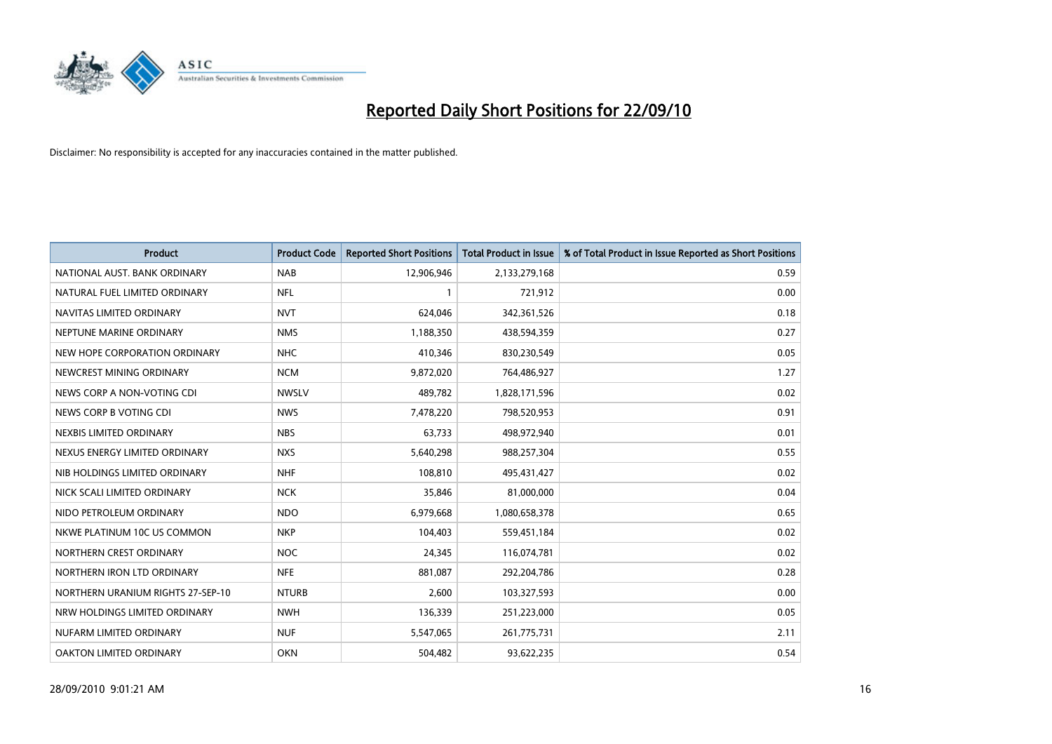# Reported Daily Short Positions for 22/09/10

Disclaimer: No responsibility is accepted for any inaccuracies contained in the matter published.

| Product | Product Code | Reported Short Positions | Total Product in Issue | % of Total Product in Issue Reported as Short Positions |
|---|---|---|---|---|
| NATIONAL AUST. BANK ORDINARY | NAB | 12,906,946 | 2,133,279,168 | 0.59 |
| NATURAL FUEL LIMITED ORDINARY | NFL | 1 | 721,912 | 0.00 |
| NAVITAS LIMITED ORDINARY | NVT | 624,046 | 342,361,526 | 0.18 |
| NEPTUNE MARINE ORDINARY | NMS | 1,188,350 | 438,594,359 | 0.27 |
| NEW HOPE CORPORATION ORDINARY | NHC | 410,346 | 830,230,549 | 0.05 |
| NEWCREST MINING ORDINARY | NCM | 9,872,020 | 764,486,927 | 1.27 |
| NEWS CORP A NON-VOTING CDI | NWSLV | 489,782 | 1,828,171,596 | 0.02 |
| NEWS CORP B VOTING CDI | NWS | 7,478,220 | 798,520,953 | 0.91 |
| NEXBIS LIMITED ORDINARY | NBS | 63,733 | 498,972,940 | 0.01 |
| NEXUS ENERGY LIMITED ORDINARY | NXS | 5,640,298 | 988,257,304 | 0.55 |
| NIB HOLDINGS LIMITED ORDINARY | NHF | 108,810 | 495,431,427 | 0.02 |
| NICK SCALI LIMITED ORDINARY | NCK | 35,846 | 81,000,000 | 0.04 |
| NIDO PETROLEUM ORDINARY | NDO | 6,979,668 | 1,080,658,378 | 0.65 |
| NKWE PLATINUM 10C US COMMON | NKP | 104,403 | 559,451,184 | 0.02 |
| NORTHERN CREST ORDINARY | NOC | 24,345 | 116,074,781 | 0.02 |
| NORTHERN IRON LTD ORDINARY | NFE | 881,087 | 292,204,786 | 0.28 |
| NORTHERN URANIUM RIGHTS 27-SEP-10 | NTURB | 2,600 | 103,327,593 | 0.00 |
| NRW HOLDINGS LIMITED ORDINARY | NWH | 136,339 | 251,223,000 | 0.05 |
| NUFARM LIMITED ORDINARY | NUF | 5,547,065 | 261,775,731 | 2.11 |
| OAKTON LIMITED ORDINARY | OKN | 504,482 | 93,622,235 | 0.54 |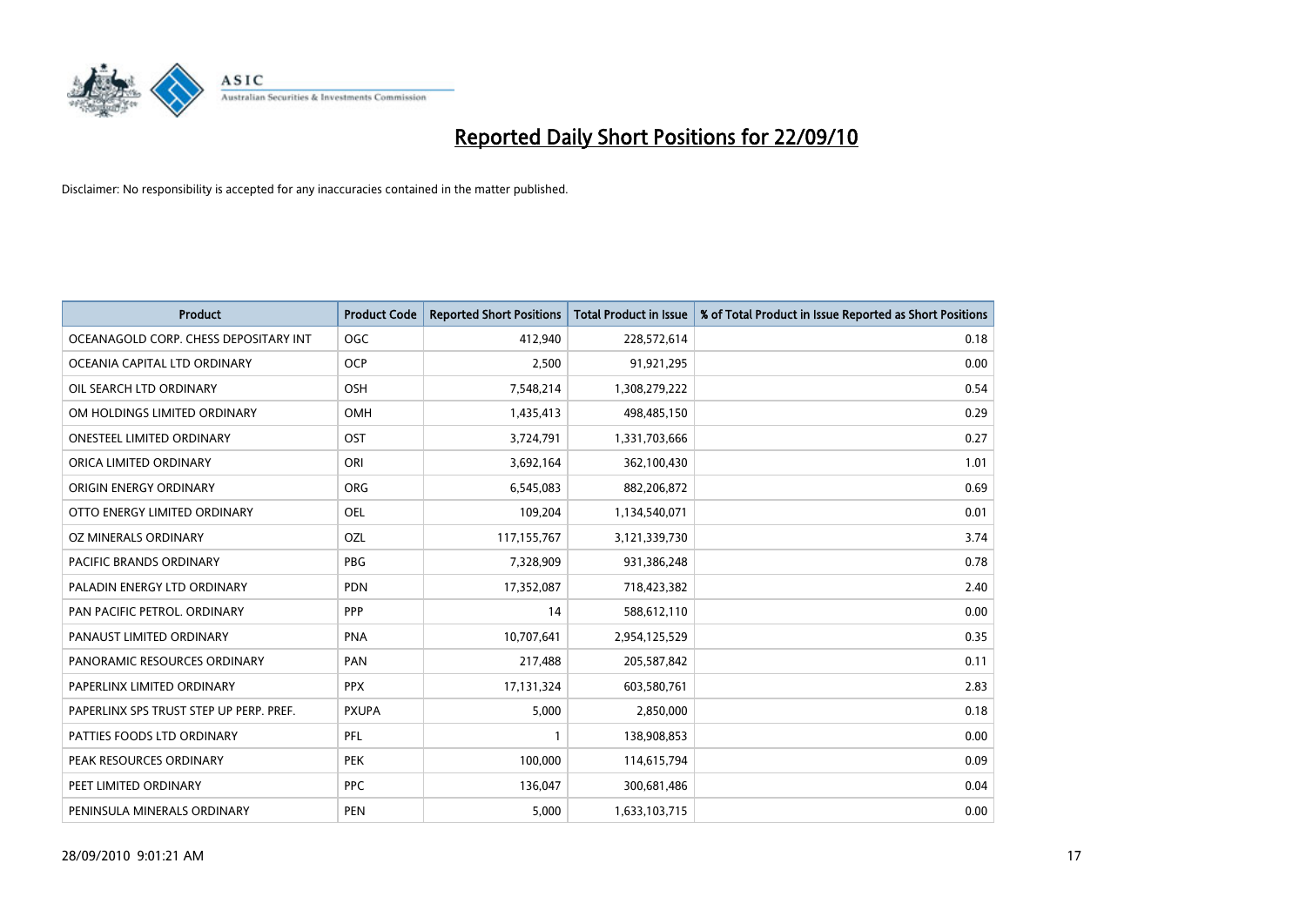# Reported Daily Short Positions for 22/09/10

Disclaimer: No responsibility is accepted for any inaccuracies contained in the matter published.

| Product | Product Code | Reported Short Positions | Total Product in Issue | % of Total Product in Issue Reported as Short Positions |
|---|---|---|---|---|
| OCEANAGOLD CORP. CHESS DEPOSITARY INT | OGC | 412,940 | 228,572,614 | 0.18 |
| OCEANIA CAPITAL LTD ORDINARY | OCP | 2,500 | 91,921,295 | 0.00 |
| OIL SEARCH LTD ORDINARY | OSH | 7,548,214 | 1,308,279,222 | 0.54 |
| OM HOLDINGS LIMITED ORDINARY | OMH | 1,435,413 | 498,485,150 | 0.29 |
| ONESTEEL LIMITED ORDINARY | OST | 3,724,791 | 1,331,703,666 | 0.27 |
| ORICA LIMITED ORDINARY | ORI | 3,692,164 | 362,100,430 | 1.01 |
| ORIGIN ENERGY ORDINARY | ORG | 6,545,083 | 882,206,872 | 0.69 |
| OTTO ENERGY LIMITED ORDINARY | OEL | 109,204 | 1,134,540,071 | 0.01 |
| OZ MINERALS ORDINARY | OZL | 117,155,767 | 3,121,339,730 | 3.74 |
| PACIFIC BRANDS ORDINARY | PBG | 7,328,909 | 931,386,248 | 0.78 |
| PALADIN ENERGY LTD ORDINARY | PDN | 17,352,087 | 718,423,382 | 2.40 |
| PAN PACIFIC PETROL. ORDINARY | PPP | 14 | 588,612,110 | 0.00 |
| PANAUST LIMITED ORDINARY | PNA | 10,707,641 | 2,954,125,529 | 0.35 |
| PANORAMIC RESOURCES ORDINARY | PAN | 217,488 | 205,587,842 | 0.11 |
| PAPERLINX LIMITED ORDINARY | PPX | 17,131,324 | 603,580,761 | 2.83 |
| PAPERLINX SPS TRUST STEP UP PERP. PREF. | PXUPA | 5,000 | 2,850,000 | 0.18 |
| PATTIES FOODS LTD ORDINARY | PFL | 1 | 138,908,853 | 0.00 |
| PEAK RESOURCES ORDINARY | PEK | 100,000 | 114,615,794 | 0.09 |
| PEET LIMITED ORDINARY | PPC | 136,047 | 300,681,486 | 0.04 |
| PENINSULA MINERALS ORDINARY | PEN | 5,000 | 1,633,103,715 | 0.00 |

28/09/2010 9:01:21 AM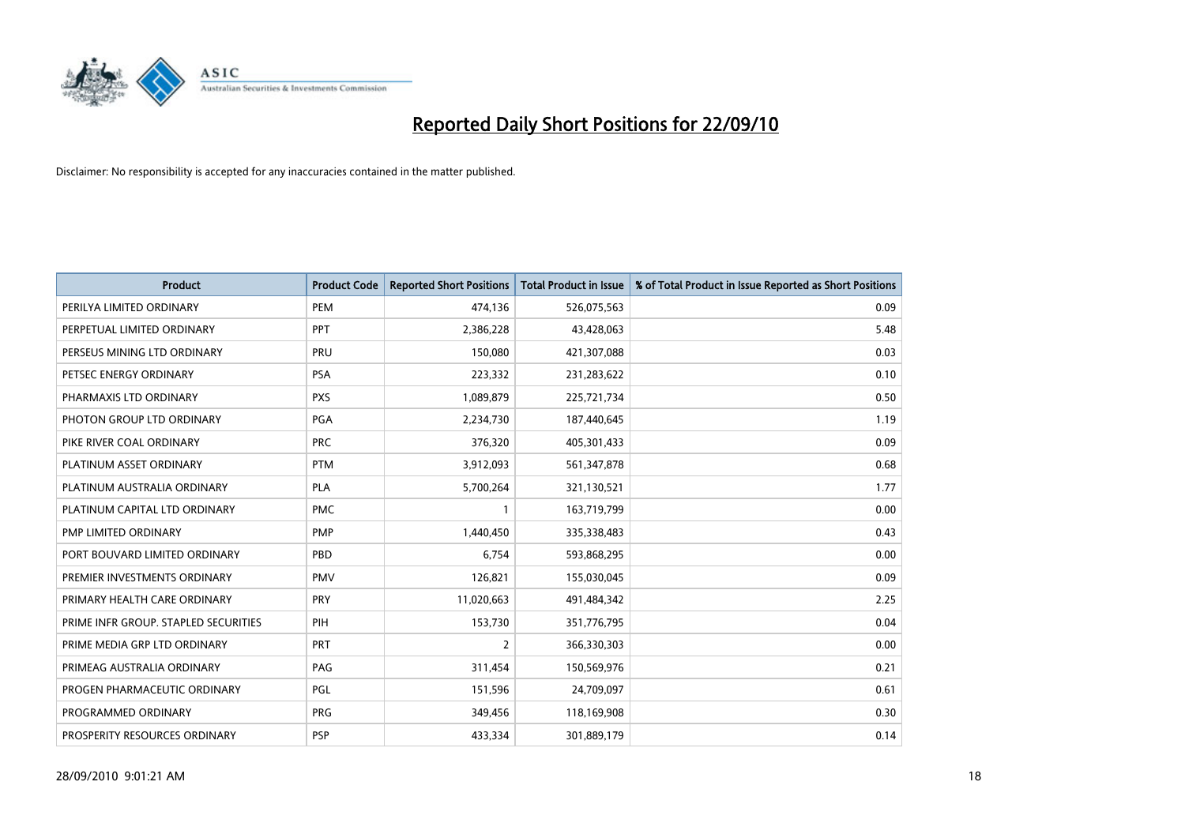# Reported Daily Short Positions for 22/09/10

Disclaimer: No responsibility is accepted for any inaccuracies contained in the matter published.

| Product | Product Code | Reported Short Positions | Total Product in Issue | % of Total Product in Issue Reported as Short Positions |
|---|---|---|---|---|
| PERILYA LIMITED ORDINARY | PEM | 474,136 | 526,075,563 | 0.09 |
| PERPETUAL LIMITED ORDINARY | PPT | 2,386,228 | 43,428,063 | 5.48 |
| PERSEUS MINING LTD ORDINARY | PRU | 150,080 | 421,307,088 | 0.03 |
| PETSEC ENERGY ORDINARY | PSA | 223,332 | 231,283,622 | 0.10 |
| PHARMAXIS LTD ORDINARY | PXS | 1,089,879 | 225,721,734 | 0.50 |
| PHOTON GROUP LTD ORDINARY | PGA | 2,234,730 | 187,440,645 | 1.19 |
| PIKE RIVER COAL ORDINARY | PRC | 376,320 | 405,301,433 | 0.09 |
| PLATINUM ASSET ORDINARY | PTM | 3,912,093 | 561,347,878 | 0.68 |
| PLATINUM AUSTRALIA ORDINARY | PLA | 5,700,264 | 321,130,521 | 1.77 |
| PLATINUM CAPITAL LTD ORDINARY | PMC | 1 | 163,719,799 | 0.00 |
| PMP LIMITED ORDINARY | PMP | 1,440,450 | 335,338,483 | 0.43 |
| PORT BOUVARD LIMITED ORDINARY | PBD | 6,754 | 593,868,295 | 0.00 |
| PREMIER INVESTMENTS ORDINARY | PMV | 126,821 | 155,030,045 | 0.09 |
| PRIMARY HEALTH CARE ORDINARY | PRY | 11,020,663 | 491,484,342 | 2.25 |
| PRIME INFR GROUP. STAPLED SECURITIES | PIH | 153,730 | 351,776,795 | 0.04 |
| PRIME MEDIA GRP LTD ORDINARY | PRT | 2 | 366,330,303 | 0.00 |
| PRIMEAG AUSTRALIA ORDINARY | PAG | 311,454 | 150,569,976 | 0.21 |
| PROGEN PHARMACEUTIC ORDINARY | PGL | 151,596 | 24,709,097 | 0.61 |
| PROGRAMMED ORDINARY | PRG | 349,456 | 118,169,908 | 0.30 |
| PROSPERITY RESOURCES ORDINARY | PSP | 433,334 | 301,889,179 | 0.14 |

28/09/2010 9:01:21 AM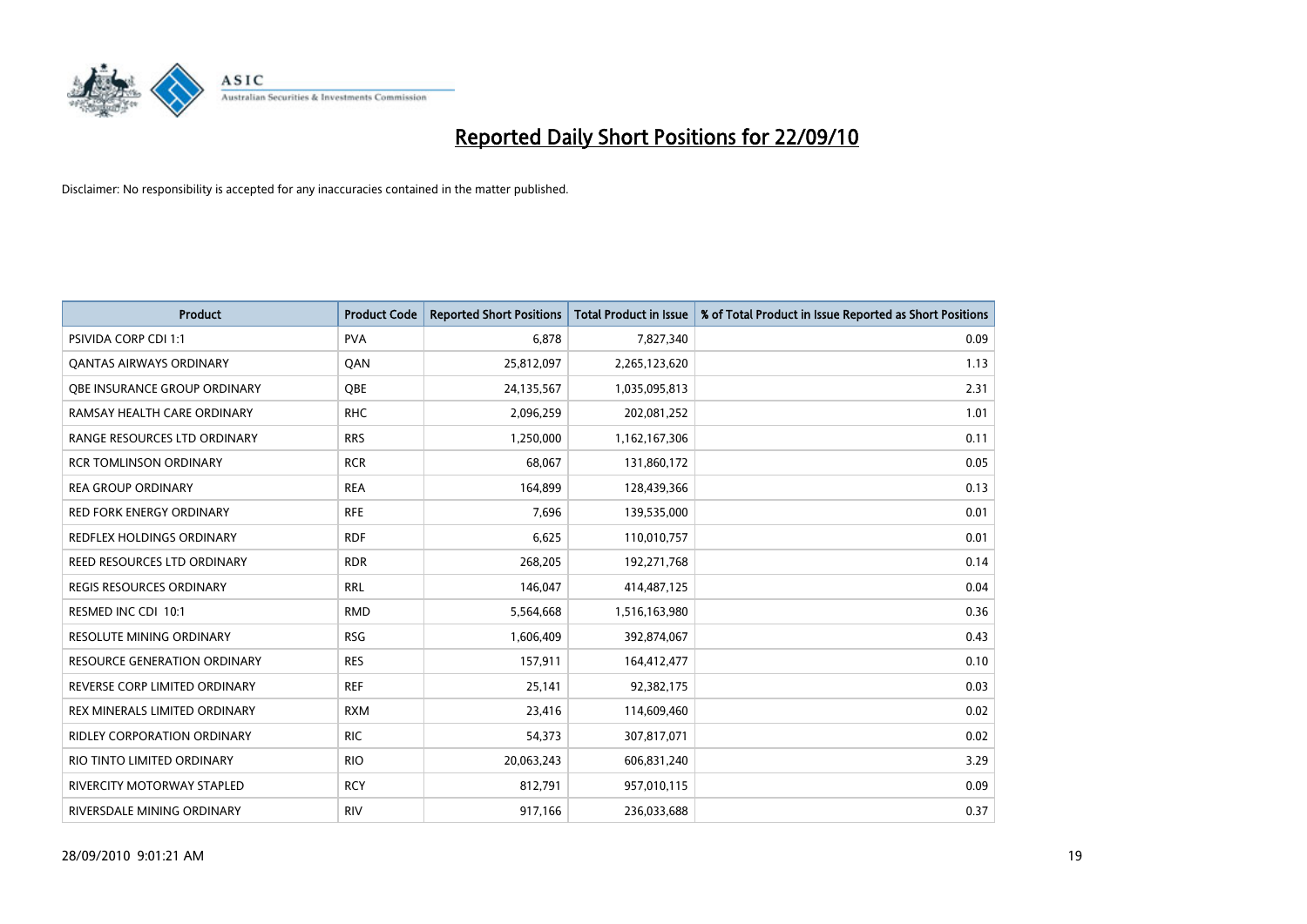# Reported Daily Short Positions for 22/09/10

Disclaimer: No responsibility is accepted for any inaccuracies contained in the matter published.

| Product | Product Code | Reported Short Positions | Total Product in Issue | % of Total Product in Issue Reported as Short Positions |
|---|---|---|---|---|
| PSIVIDA CORP CDI 1:1 | PVA | 6,878 | 7,827,340 | 0.09 |
| QANTAS AIRWAYS ORDINARY | QAN | 25,812,097 | 2,265,123,620 | 1.13 |
| QBE INSURANCE GROUP ORDINARY | QBE | 24,135,567 | 1,035,095,813 | 2.31 |
| RAMSAY HEALTH CARE ORDINARY | RHC | 2,096,259 | 202,081,252 | 1.01 |
| RANGE RESOURCES LTD ORDINARY | RRS | 1,250,000 | 1,162,167,306 | 0.11 |
| RCR TOMLINSON ORDINARY | RCR | 68,067 | 131,860,172 | 0.05 |
| REA GROUP ORDINARY | REA | 164,899 | 128,439,366 | 0.13 |
| RED FORK ENERGY ORDINARY | RFE | 7,696 | 139,535,000 | 0.01 |
| REDFLEX HOLDINGS ORDINARY | RDF | 6,625 | 110,010,757 | 0.01 |
| REED RESOURCES LTD ORDINARY | RDR | 268,205 | 192,271,768 | 0.14 |
| REGIS RESOURCES ORDINARY | RRL | 146,047 | 414,487,125 | 0.04 |
| RESMED INC CDI 10:1 | RMD | 5,564,668 | 1,516,163,980 | 0.36 |
| RESOLUTE MINING ORDINARY | RSG | 1,606,409 | 392,874,067 | 0.43 |
| RESOURCE GENERATION ORDINARY | RES | 157,911 | 164,412,477 | 0.10 |
| REVERSE CORP LIMITED ORDINARY | REF | 25,141 | 92,382,175 | 0.03 |
| REX MINERALS LIMITED ORDINARY | RXM | 23,416 | 114,609,460 | 0.02 |
| RIDLEY CORPORATION ORDINARY | RIC | 54,373 | 307,817,071 | 0.02 |
| RIO TINTO LIMITED ORDINARY | RIO | 20,063,243 | 606,831,240 | 3.29 |
| RIVERCITY MOTORWAY STAPLED | RCY | 812,791 | 957,010,115 | 0.09 |
| RIVERSDALE MINING ORDINARY | RIV | 917,166 | 236,033,688 | 0.37 |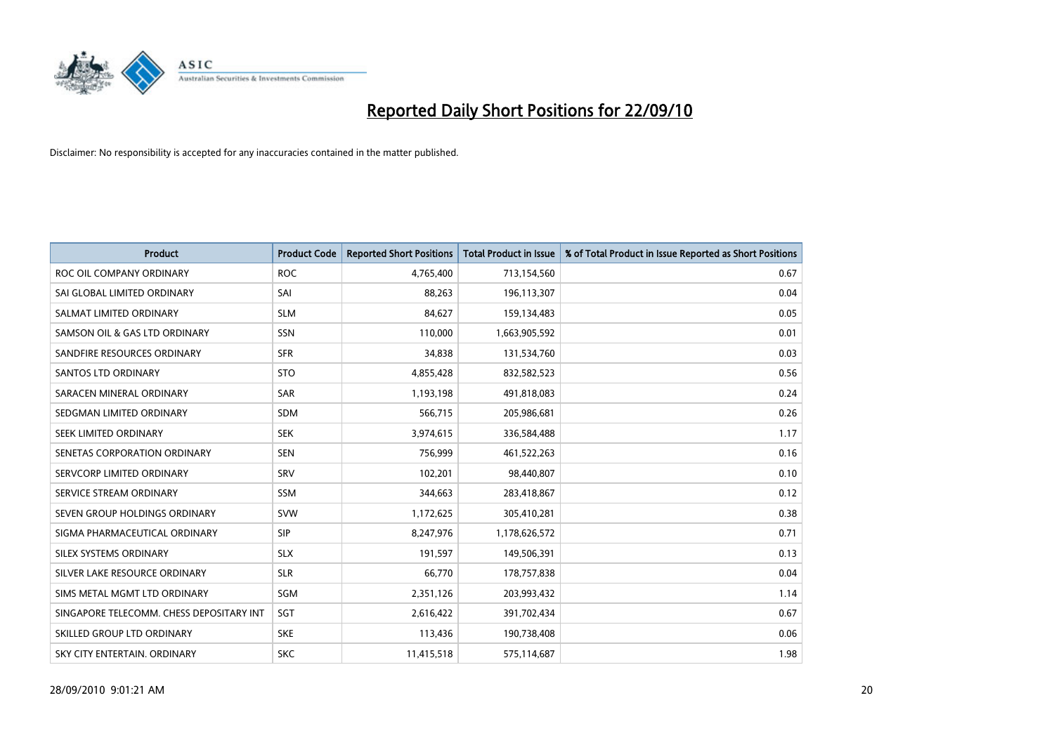# Reported Daily Short Positions for 22/09/10

Disclaimer: No responsibility is accepted for any inaccuracies contained in the matter published.

| Product | Product Code | Reported Short Positions | Total Product in Issue | % of Total Product in Issue Reported as Short Positions |
|---|---|---|---|---|
| ROC OIL COMPANY ORDINARY | ROC | 4,765,400 | 713,154,560 | 0.67 |
| SAI GLOBAL LIMITED ORDINARY | SAI | 88,263 | 196,113,307 | 0.04 |
| SALMAT LIMITED ORDINARY | SLM | 84,627 | 159,134,483 | 0.05 |
| SAMSON OIL & GAS LTD ORDINARY | SSN | 110,000 | 1,663,905,592 | 0.01 |
| SANDFIRE RESOURCES ORDINARY | SFR | 34,838 | 131,534,760 | 0.03 |
| SANTOS LTD ORDINARY | STO | 4,855,428 | 832,582,523 | 0.56 |
| SARACEN MINERAL ORDINARY | SAR | 1,193,198 | 491,818,083 | 0.24 |
| SEDGMAN LIMITED ORDINARY | SDM | 566,715 | 205,986,681 | 0.26 |
| SEEK LIMITED ORDINARY | SEK | 3,974,615 | 336,584,488 | 1.17 |
| SENETAS CORPORATION ORDINARY | SEN | 756,999 | 461,522,263 | 0.16 |
| SERVCORP LIMITED ORDINARY | SRV | 102,201 | 98,440,807 | 0.10 |
| SERVICE STREAM ORDINARY | SSM | 344,663 | 283,418,867 | 0.12 |
| SEVEN GROUP HOLDINGS ORDINARY | SVW | 1,172,625 | 305,410,281 | 0.38 |
| SIGMA PHARMACEUTICAL ORDINARY | SIP | 8,247,976 | 1,178,626,572 | 0.71 |
| SILEX SYSTEMS ORDINARY | SLX | 191,597 | 149,506,391 | 0.13 |
| SILVER LAKE RESOURCE ORDINARY | SLR | 66,770 | 178,757,838 | 0.04 |
| SIMS METAL MGMT LTD ORDINARY | SGM | 2,351,126 | 203,993,432 | 1.14 |
| SINGAPORE TELECOMM. CHESS DEPOSITARY INT | SGT | 2,616,422 | 391,702,434 | 0.67 |
| SKILLED GROUP LTD ORDINARY | SKE | 113,436 | 190,738,408 | 0.06 |
| SKY CITY ENTERTAIN. ORDINARY | SKC | 11,415,518 | 575,114,687 | 1.98 |

28/09/2010 9:01:21 AM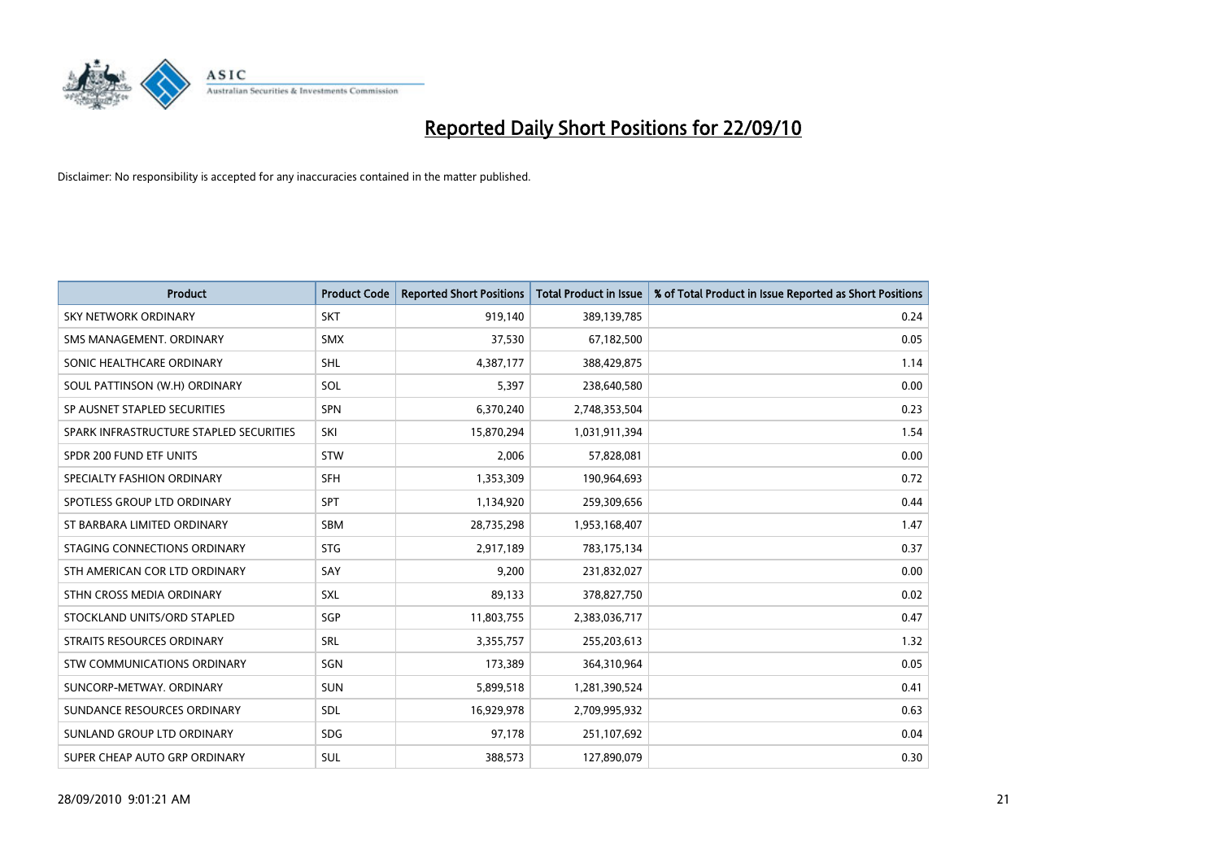# Reported Daily Short Positions for 22/09/10

Disclaimer: No responsibility is accepted for any inaccuracies contained in the matter published.

| Product | Product Code | Reported Short Positions | Total Product in Issue | % of Total Product in Issue Reported as Short Positions |
|---|---|---|---|---|
| SKY NETWORK ORDINARY | SKT | 919,140 | 389,139,785 | 0.24 |
| SMS MANAGEMENT. ORDINARY | SMX | 37,530 | 67,182,500 | 0.05 |
| SONIC HEALTHCARE ORDINARY | SHL | 4,387,177 | 388,429,875 | 1.14 |
| SOUL PATTINSON (W.H) ORDINARY | SOL | 5,397 | 238,640,580 | 0.00 |
| SP AUSNET STAPLED SECURITIES | SPN | 6,370,240 | 2,748,353,504 | 0.23 |
| SPARK INFRASTRUCTURE STAPLED SECURITIES | SKI | 15,870,294 | 1,031,911,394 | 1.54 |
| SPDR 200 FUND ETF UNITS | STW | 2,006 | 57,828,081 | 0.00 |
| SPECIALTY FASHION ORDINARY | SFH | 1,353,309 | 190,964,693 | 0.72 |
| SPOTLESS GROUP LTD ORDINARY | SPT | 1,134,920 | 259,309,656 | 0.44 |
| ST BARBARA LIMITED ORDINARY | SBM | 28,735,298 | 1,953,168,407 | 1.47 |
| STAGING CONNECTIONS ORDINARY | STG | 2,917,189 | 783,175,134 | 0.37 |
| STH AMERICAN COR LTD ORDINARY | SAY | 9,200 | 231,832,027 | 0.00 |
| STHN CROSS MEDIA ORDINARY | SXL | 89,133 | 378,827,750 | 0.02 |
| STOCKLAND UNITS/ORD STAPLED | SGP | 11,803,755 | 2,383,036,717 | 0.47 |
| STRAITS RESOURCES ORDINARY | SRL | 3,355,757 | 255,203,613 | 1.32 |
| STW COMMUNICATIONS ORDINARY | SGN | 173,389 | 364,310,964 | 0.05 |
| SUNCORP-METWAY. ORDINARY | SUN | 5,899,518 | 1,281,390,524 | 0.41 |
| SUNDANCE RESOURCES ORDINARY | SDL | 16,929,978 | 2,709,995,932 | 0.63 |
| SUNLAND GROUP LTD ORDINARY | SDG | 97,178 | 251,107,692 | 0.04 |
| SUPER CHEAP AUTO GRP ORDINARY | SUL | 388,573 | 127,890,079 | 0.30 |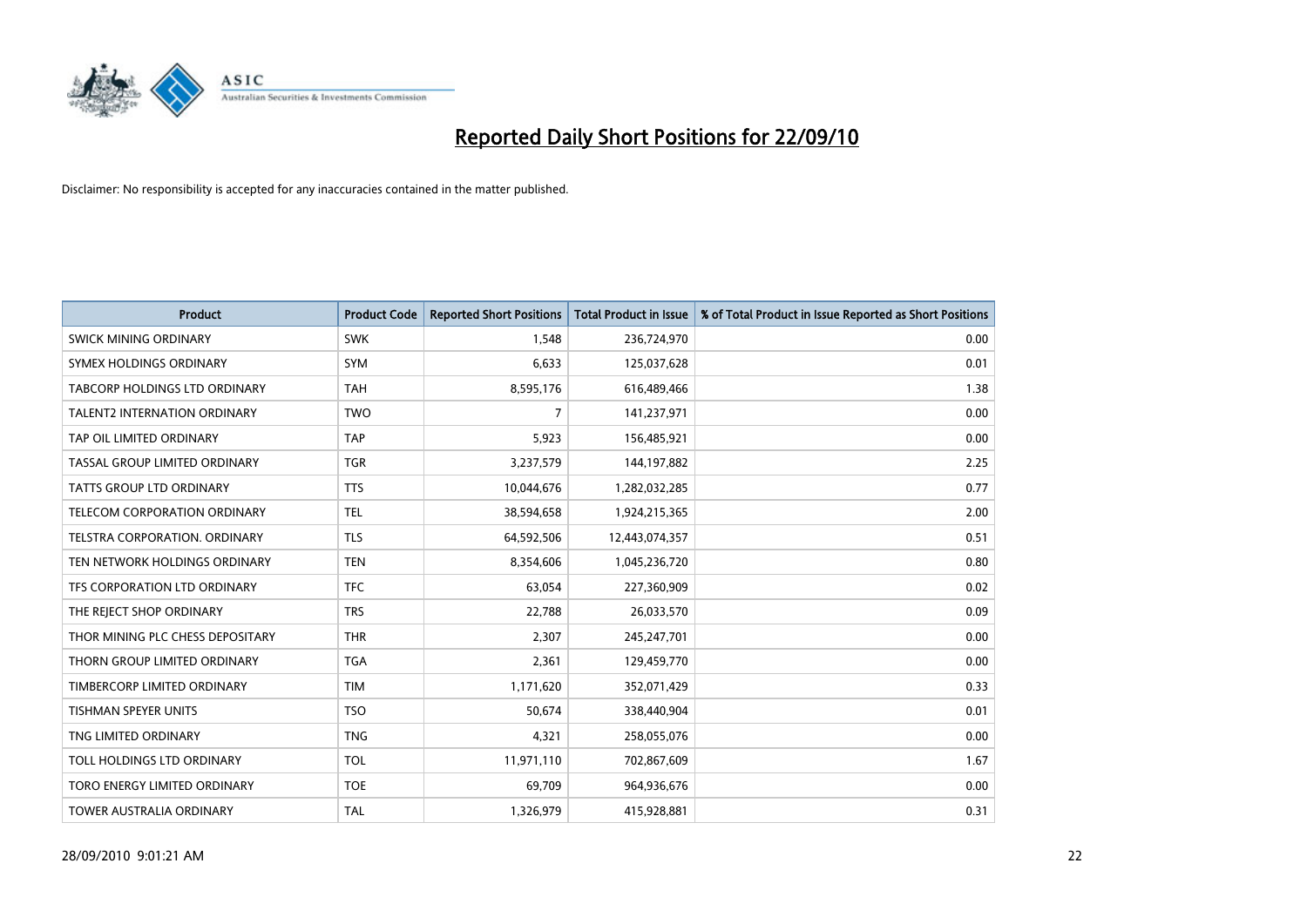# Reported Daily Short Positions for 22/09/10

Disclaimer: No responsibility is accepted for any inaccuracies contained in the matter published.

| Product | Product Code | Reported Short Positions | Total Product in Issue | % of Total Product in Issue Reported as Short Positions |
|---|---|---|---|---|
| SWICK MINING ORDINARY | SWK | 1,548 | 236,724,970 | 0.00 |
| SYMEX HOLDINGS ORDINARY | SYM | 6,633 | 125,037,628 | 0.01 |
| TABCORP HOLDINGS LTD ORDINARY | TAH | 8,595,176 | 616,489,466 | 1.38 |
| TALENT2 INTERNATION ORDINARY | TWO | 7 | 141,237,971 | 0.00 |
| TAP OIL LIMITED ORDINARY | TAP | 5,923 | 156,485,921 | 0.00 |
| TASSAL GROUP LIMITED ORDINARY | TGR | 3,237,579 | 144,197,882 | 2.25 |
| TATTS GROUP LTD ORDINARY | TTS | 10,044,676 | 1,282,032,285 | 0.77 |
| TELECOM CORPORATION ORDINARY | TEL | 38,594,658 | 1,924,215,365 | 2.00 |
| TELSTRA CORPORATION. ORDINARY | TLS | 64,592,506 | 12,443,074,357 | 0.51 |
| TEN NETWORK HOLDINGS ORDINARY | TEN | 8,354,606 | 1,045,236,720 | 0.80 |
| TFS CORPORATION LTD ORDINARY | TFC | 63,054 | 227,360,909 | 0.02 |
| THE REJECT SHOP ORDINARY | TRS | 22,788 | 26,033,570 | 0.09 |
| THOR MINING PLC CHESS DEPOSITARY | THR | 2,307 | 245,247,701 | 0.00 |
| THORN GROUP LIMITED ORDINARY | TGA | 2,361 | 129,459,770 | 0.00 |
| TIMBERCORP LIMITED ORDINARY | TIM | 1,171,620 | 352,071,429 | 0.33 |
| TISHMAN SPEYER UNITS | TSO | 50,674 | 338,440,904 | 0.01 |
| TNG LIMITED ORDINARY | TNG | 4,321 | 258,055,076 | 0.00 |
| TOLL HOLDINGS LTD ORDINARY | TOL | 11,971,110 | 702,867,609 | 1.67 |
| TORO ENERGY LIMITED ORDINARY | TOE | 69,709 | 964,936,676 | 0.00 |
| TOWER AUSTRALIA ORDINARY | TAL | 1,326,979 | 415,928,881 | 0.31 |

28/09/2010 9:01:21 AM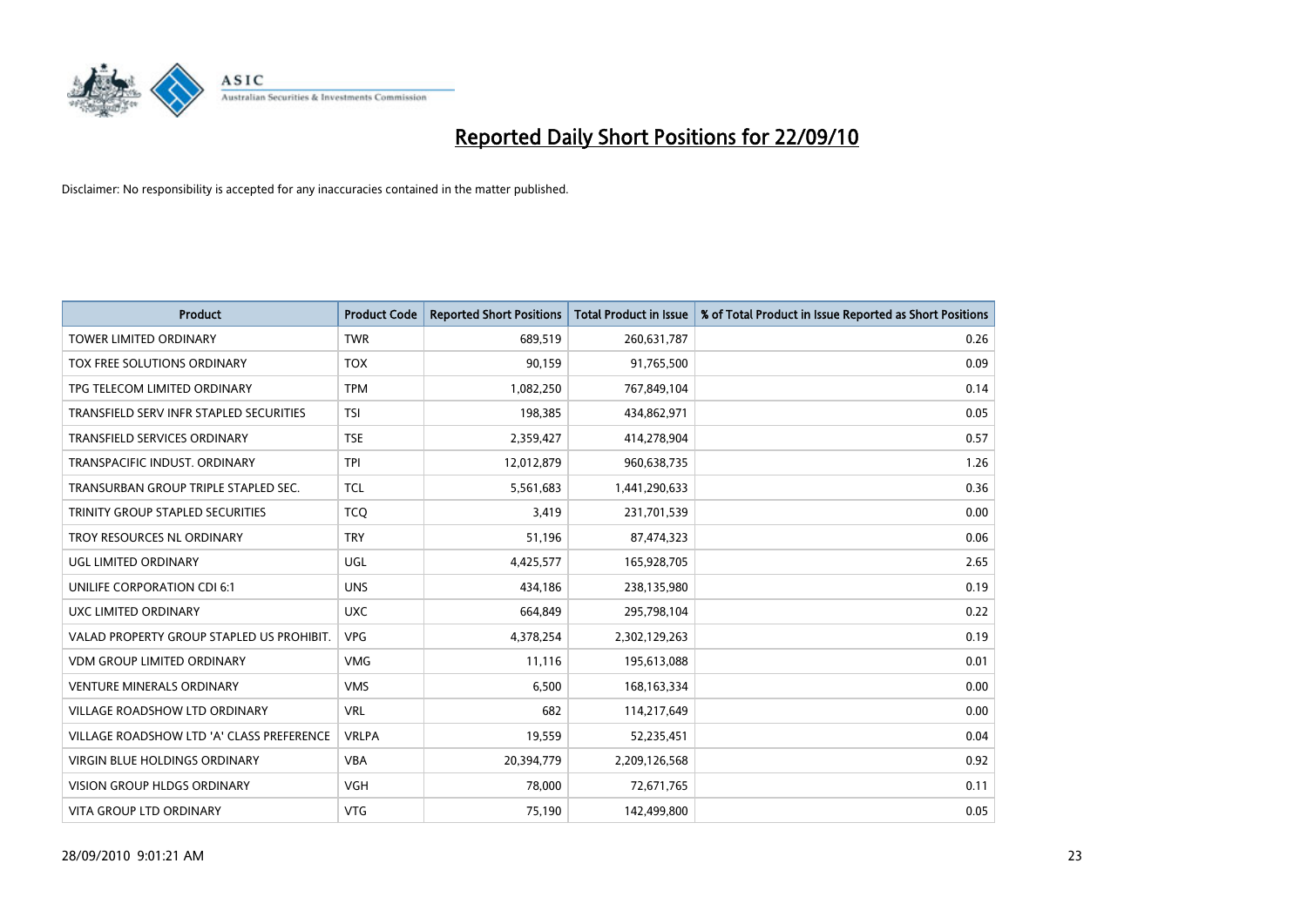# Reported Daily Short Positions for 22/09/10

Disclaimer: No responsibility is accepted for any inaccuracies contained in the matter published.

| Product | Product Code | Reported Short Positions | Total Product in Issue | % of Total Product in Issue Reported as Short Positions |
|---|---|---|---|---|
| TOWER LIMITED ORDINARY | TWR | 689,519 | 260,631,787 | 0.26 |
| TOX FREE SOLUTIONS ORDINARY | TOX | 90,159 | 91,765,500 | 0.09 |
| TPG TELECOM LIMITED ORDINARY | TPM | 1,082,250 | 767,849,104 | 0.14 |
| TRANSFIELD SERV INFR STAPLED SECURITIES | TSI | 198,385 | 434,862,971 | 0.05 |
| TRANSFIELD SERVICES ORDINARY | TSE | 2,359,427 | 414,278,904 | 0.57 |
| TRANSPACIFIC INDUST. ORDINARY | TPI | 12,012,879 | 960,638,735 | 1.26 |
| TRANSURBAN GROUP TRIPLE STAPLED SEC. | TCL | 5,561,683 | 1,441,290,633 | 0.36 |
| TRINITY GROUP STAPLED SECURITIES | TCQ | 3,419 | 231,701,539 | 0.00 |
| TROY RESOURCES NL ORDINARY | TRY | 51,196 | 87,474,323 | 0.06 |
| UGL LIMITED ORDINARY | UGL | 4,425,577 | 165,928,705 | 2.65 |
| UNILIFE CORPORATION CDI 6:1 | UNS | 434,186 | 238,135,980 | 0.19 |
| UXC LIMITED ORDINARY | UXC | 664,849 | 295,798,104 | 0.22 |
| VALAD PROPERTY GROUP STAPLED US PROHIBIT. | VPG | 4,378,254 | 2,302,129,263 | 0.19 |
| VDM GROUP LIMITED ORDINARY | VMG | 11,116 | 195,613,088 | 0.01 |
| VENTURE MINERALS ORDINARY | VMS | 6,500 | 168,163,334 | 0.00 |
| VILLAGE ROADSHOW LTD ORDINARY | VRL | 682 | 114,217,649 | 0.00 |
| VILLAGE ROADSHOW LTD 'A' CLASS PREFERENCE | VRLPA | 19,559 | 52,235,451 | 0.04 |
| VIRGIN BLUE HOLDINGS ORDINARY | VBA | 20,394,779 | 2,209,126,568 | 0.92 |
| VISION GROUP HLDGS ORDINARY | VGH | 78,000 | 72,671,765 | 0.11 |
| VITA GROUP LTD ORDINARY | VTG | 75,190 | 142,499,800 | 0.05 |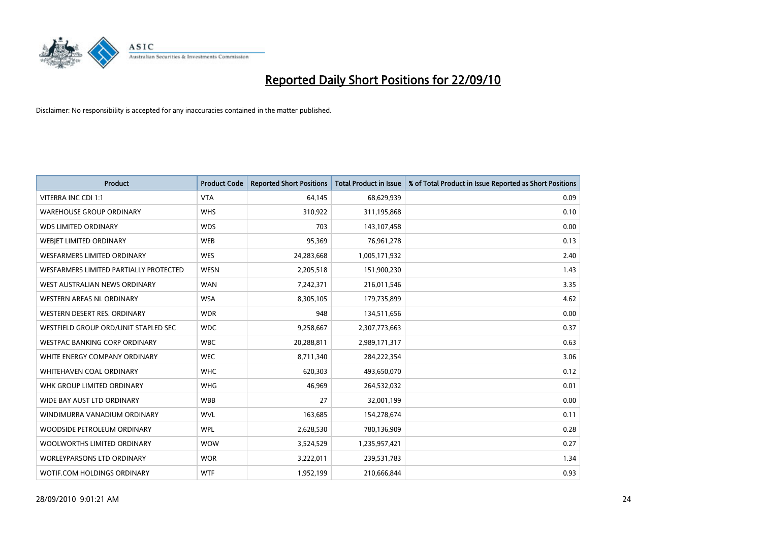# Reported Daily Short Positions for 22/09/10

Disclaimer: No responsibility is accepted for any inaccuracies contained in the matter published.

| Product | Product Code | Reported Short Positions | Total Product in Issue | % of Total Product in Issue Reported as Short Positions |
| --- | --- | --- | --- | --- |
| VITERRA INC CDI 1:1 | VTA | 64,145 | 68,629,939 | 0.09 |
| WAREHOUSE GROUP ORDINARY | WHS | 310,922 | 311,195,868 | 0.10 |
| WDS LIMITED ORDINARY | WDS | 703 | 143,107,458 | 0.00 |
| WEBJET LIMITED ORDINARY | WEB | 95,369 | 76,961,278 | 0.13 |
| WESFARMERS LIMITED ORDINARY | WES | 24,283,668 | 1,005,171,932 | 2.40 |
| WESFARMERS LIMITED PARTIALLY PROTECTED | WESN | 2,205,518 | 151,900,230 | 1.43 |
| WEST AUSTRALIAN NEWS ORDINARY | WAN | 7,242,371 | 216,011,546 | 3.35 |
| WESTERN AREAS NL ORDINARY | WSA | 8,305,105 | 179,735,899 | 4.62 |
| WESTERN DESERT RES. ORDINARY | WDR | 948 | 134,511,656 | 0.00 |
| WESTFIELD GROUP ORD/UNIT STAPLED SEC | WDC | 9,258,667 | 2,307,773,663 | 0.37 |
| WESTPAC BANKING CORP ORDINARY | WBC | 20,288,811 | 2,989,171,317 | 0.63 |
| WHITE ENERGY COMPANY ORDINARY | WEC | 8,711,340 | 284,222,354 | 3.06 |
| WHITEHAVEN COAL ORDINARY | WHC | 620,303 | 493,650,070 | 0.12 |
| WHK GROUP LIMITED ORDINARY | WHG | 46,969 | 264,532,032 | 0.01 |
| WIDE BAY AUST LTD ORDINARY | WBB | 27 | 32,001,199 | 0.00 |
| WINDIMURRA VANADIUM ORDINARY | WVL | 163,685 | 154,278,674 | 0.11 |
| WOODSIDE PETROLEUM ORDINARY | WPL | 2,628,530 | 780,136,909 | 0.28 |
| WOOLWORTHS LIMITED ORDINARY | WOW | 3,524,529 | 1,235,957,421 | 0.27 |
| WORLEYPARSONS LTD ORDINARY | WOR | 3,222,011 | 239,531,783 | 1.34 |
| WOTIF.COM HOLDINGS ORDINARY | WTF | 1,952,199 | 210,666,844 | 0.93 |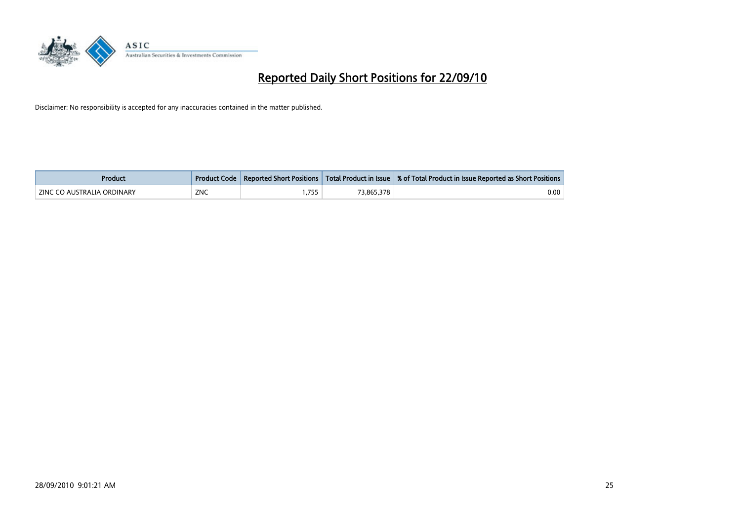# Reported Daily Short Positions for 22/09/10

Disclaimer: No responsibility is accepted for any inaccuracies contained in the matter published.

| Product | Product Code | Reported Short Positions | Total Product in Issue | % of Total Product in Issue Reported as Short Positions |
| --- | --- | --- | --- | --- |
| ZINC CO AUSTRALIA ORDINARY | ZNC | 1,755 | 73,865,378 | 0.00 |

28/09/2010 9:01:21 AM